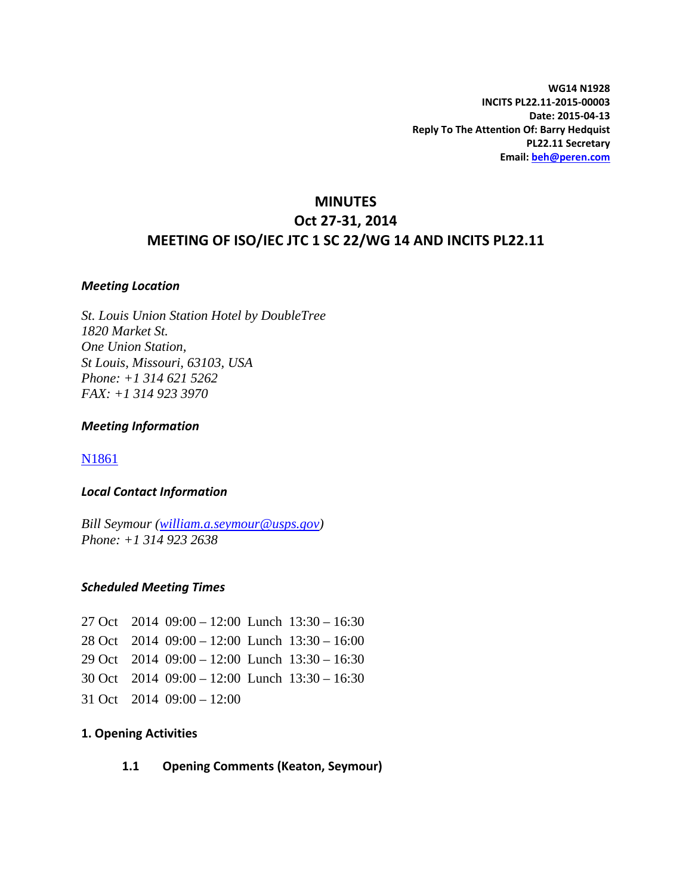**WG14 N1928**
**INCITS PL22.11-2015-00003**
**Date: 2015-04-13**
**Reply To The Attention Of: Barry Hedquist**
**PL22.11 Secretary**
**Email: beh@peren.com**

# MINUTES
# Oct 27-31, 2014
# MEETING OF ISO/IEC JTC 1 SC 22/WG 14 AND INCITS PL22.11

### *Meeting Location*

*St. Louis Union Station Hotel by DoubleTree*
*1820 Market St.*
*One Union Station,*
*St Louis, Missouri, 63103, USA*
*Phone: +1 314 621 5262*
*FAX: +1 314 923 3970*

### *Meeting Information*

N1861

### *Local Contact Information*

*Bill Seymour (william.a.seymour@usps.gov)*
*Phone: +1 314 923 2638*

### *Scheduled Meeting Times*

27 Oct 2014 09:00 – 12:00 Lunch 13:30 – 16:30
28 Oct 2014 09:00 – 12:00 Lunch 13:30 – 16:00
29 Oct 2014 09:00 – 12:00 Lunch 13:30 – 16:30
30 Oct 2014 09:00 – 12:00 Lunch 13:30 – 16:30
31 Oct 2014 09:00 – 12:00

## 1. Opening Activities

### 1.1 Opening Comments (Keaton, Seymour)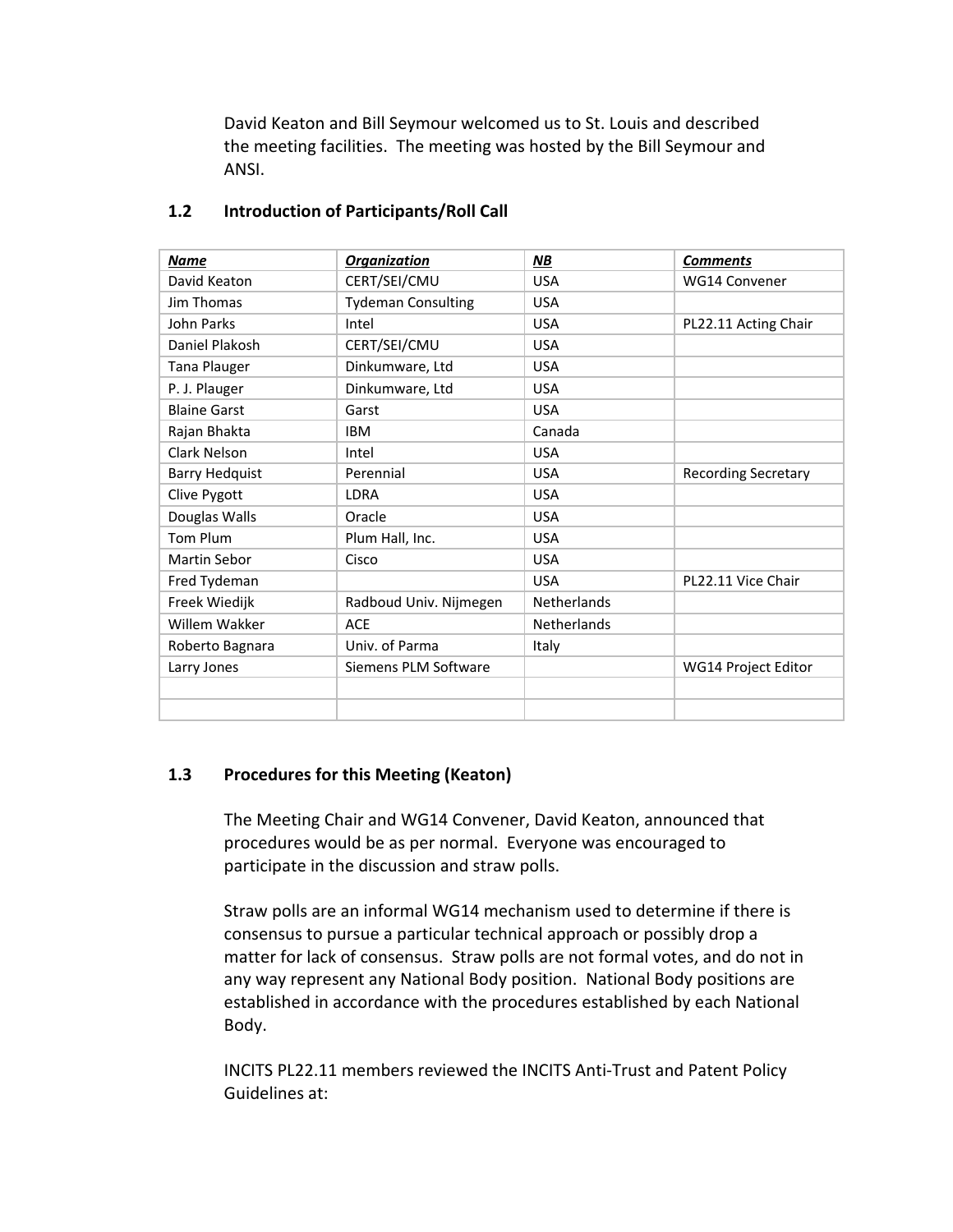David Keaton and Bill Seymour welcomed us to St. Louis and described the meeting facilities. The meeting was hosted by the Bill Seymour and ANSI.

### 1.2 Introduction of Participants/Roll Call

| ***Name*** | ***Organization*** | ***NB*** | ***Comments*** |
|---|---|---|---|
| David Keaton | CERT/SEI/CMU | USA | WG14 Convener |
| Jim Thomas | Tydeman Consulting | USA | |
| John Parks | Intel | USA | PL22.11 Acting Chair |
| Daniel Plakosh | CERT/SEI/CMU | USA | |
| Tana Plauger | Dinkumware, Ltd | USA | |
| P. J. Plauger | Dinkumware, Ltd | USA | |
| Blaine Garst | Garst | USA | |
| Rajan Bhakta | IBM | Canada | |
| Clark Nelson | Intel | USA | |
| Barry Hedquist | Perennial | USA | Recording Secretary |
| Clive Pygott | LDRA | USA | |
| Douglas Walls | Oracle | USA | |
| Tom Plum | Plum Hall, Inc. | USA | |
| Martin Sebor | Cisco | USA | |
| Fred Tydeman | | USA | PL22.11 Vice Chair |
| Freek Wiedijk | Radboud Univ. Nijmegen | Netherlands | |
| Willem Wakker | ACE | Netherlands | |
| Roberto Bagnara | Univ. of Parma | Italy | |
| Larry Jones | Siemens PLM Software | | WG14 Project Editor |
| | | | |
| | | | |

### 1.3 Procedures for this Meeting (Keaton)

The Meeting Chair and WG14 Convener, David Keaton, announced that procedures would be as per normal. Everyone was encouraged to participate in the discussion and straw polls.

Straw polls are an informal WG14 mechanism used to determine if there is consensus to pursue a particular technical approach or possibly drop a matter for lack of consensus. Straw polls are not formal votes, and do not in any way represent any National Body position. National Body positions are established in accordance with the procedures established by each National Body.

INCITS PL22.11 members reviewed the INCITS Anti-Trust and Patent Policy Guidelines at: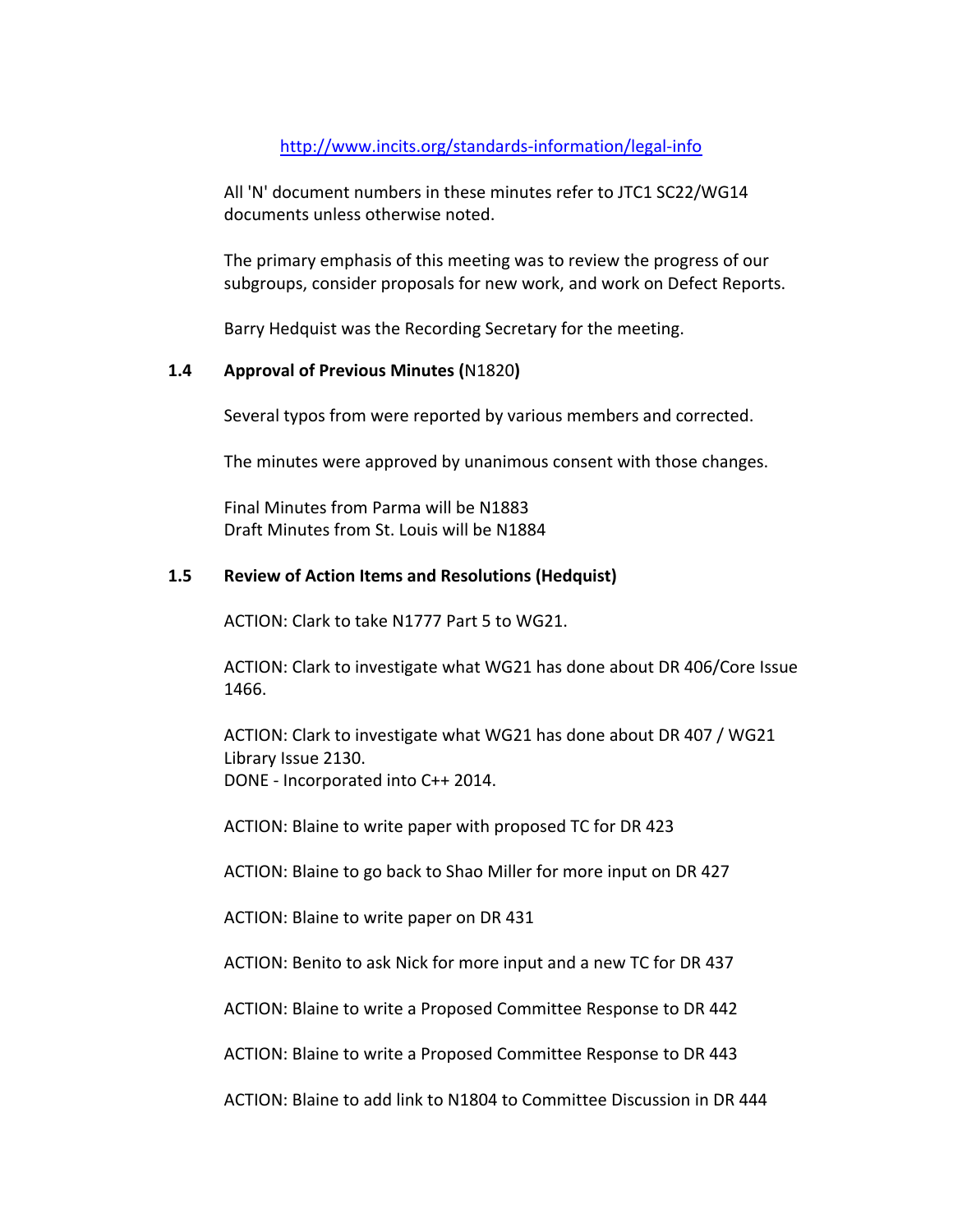http://www.incits.org/standards-information/legal-info

All 'N' document numbers in these minutes refer to JTC1 SC22/WG14 documents unless otherwise noted.

The primary emphasis of this meeting was to review the progress of our subgroups, consider proposals for new work, and work on Defect Reports.

Barry Hedquist was the Recording Secretary for the meeting.

### 1.4 Approval of Previous Minutes (N1820)

Several typos from were reported by various members and corrected.

The minutes were approved by unanimous consent with those changes.

Final Minutes from Parma will be N1883
Draft Minutes from St. Louis will be N1884

### 1.5 Review of Action Items and Resolutions (Hedquist)

ACTION: Clark to take N1777 Part 5 to WG21.

ACTION: Clark to investigate what WG21 has done about DR 406/Core Issue 1466.

ACTION: Clark to investigate what WG21 has done about DR 407 / WG21 Library Issue 2130.
DONE - Incorporated into C++ 2014.

ACTION: Blaine to write paper with proposed TC for DR 423

ACTION: Blaine to go back to Shao Miller for more input on DR 427

ACTION: Blaine to write paper on DR 431

ACTION: Benito to ask Nick for more input and a new TC for DR 437

ACTION: Blaine to write a Proposed Committee Response to DR 442

ACTION: Blaine to write a Proposed Committee Response to DR 443

ACTION: Blaine to add link to N1804 to Committee Discussion in DR 444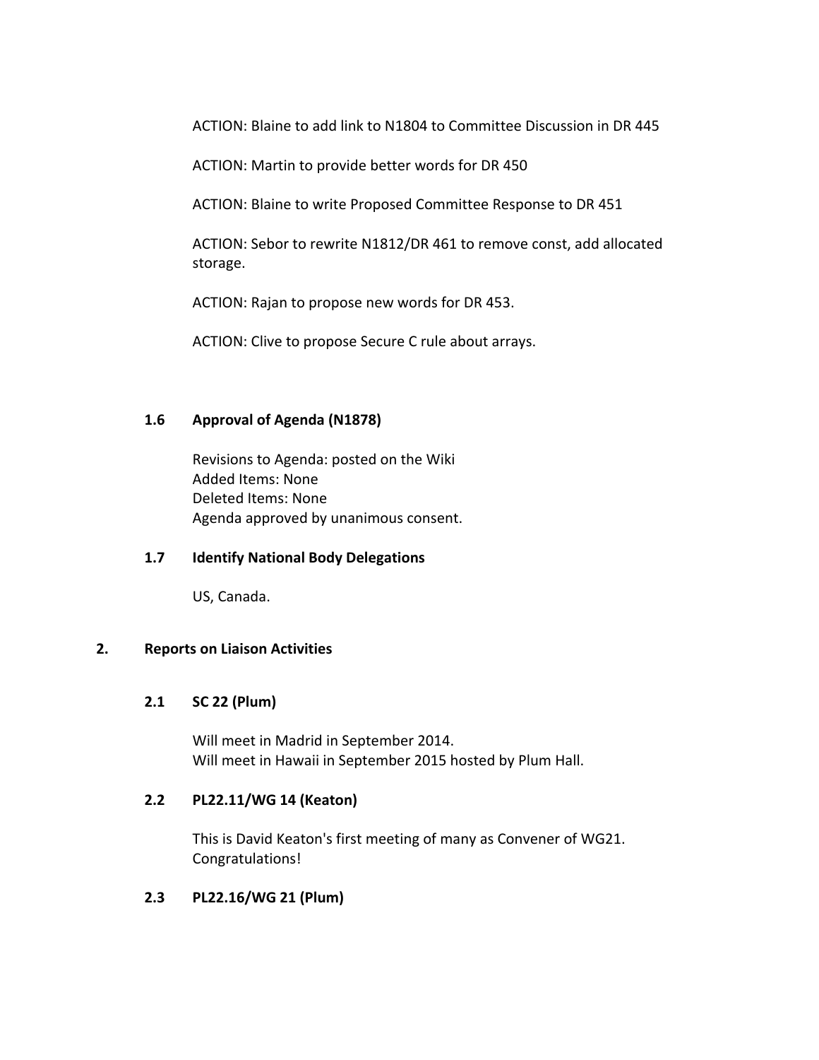ACTION: Blaine to add link to N1804 to Committee Discussion in DR 445

ACTION: Martin to provide better words for DR 450

ACTION: Blaine to write Proposed Committee Response to DR 451

ACTION: Sebor to rewrite N1812/DR 461 to remove const, add allocated storage.

ACTION: Rajan to propose new words for DR 453.

ACTION: Clive to propose Secure C rule about arrays.

### 1.6 Approval of Agenda (N1878)

Revisions to Agenda: posted on the Wiki
Added Items: None
Deleted Items: None
Agenda approved by unanimous consent.

### 1.7 Identify National Body Delegations

US, Canada.

## 2. Reports on Liaison Activities

### 2.1 SC 22 (Plum)

Will meet in Madrid in September 2014.
Will meet in Hawaii in September 2015 hosted by Plum Hall.

### 2.2 PL22.11/WG 14 (Keaton)

This is David Keaton's first meeting of many as Convener of WG21. Congratulations!

### 2.3 PL22.16/WG 21 (Plum)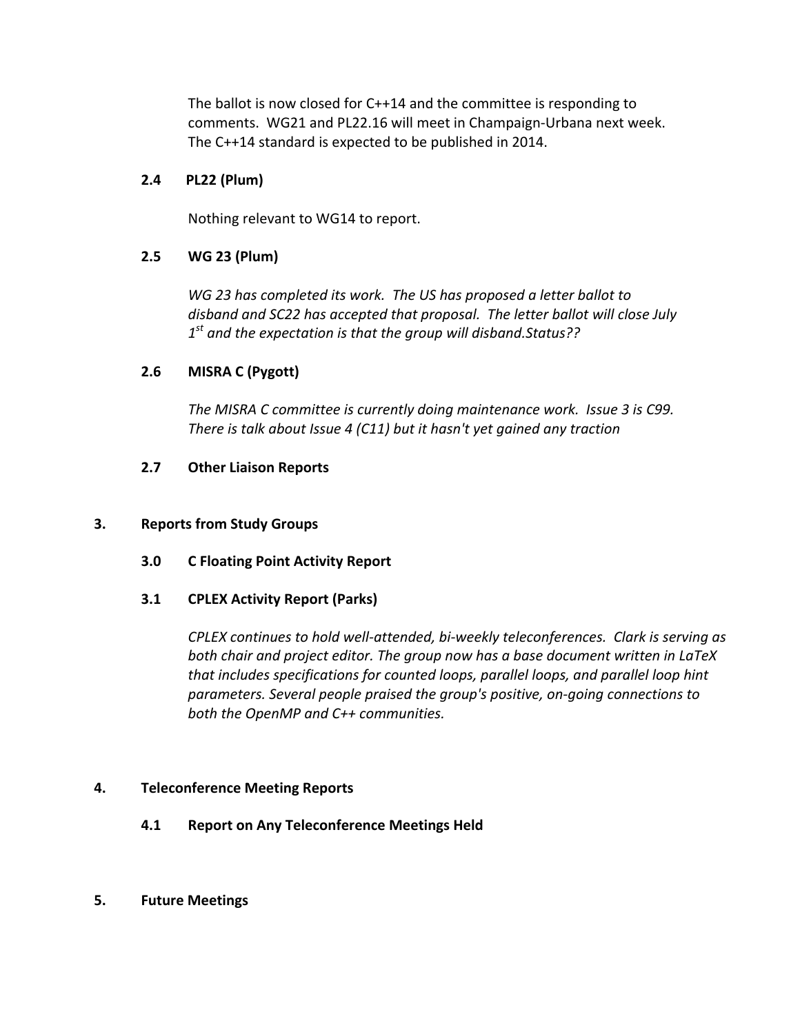The ballot is now closed for C++14 and the committee is responding to comments. WG21 and PL22.16 will meet in Champaign-Urbana next week. The C++14 standard is expected to be published in 2014.

### 2.4 PL22 (Plum)

Nothing relevant to WG14 to report.

### 2.5 WG 23 (Plum)

*WG 23 has completed its work. The US has proposed a letter ballot to disband and SC22 has accepted that proposal. The letter ballot will close July 1st and the expectation is that the group will disband.Status??*

### 2.6 MISRA C (Pygott)

*The MISRA C committee is currently doing maintenance work. Issue 3 is C99. There is talk about Issue 4 (C11) but it hasn't yet gained any traction*

### 2.7 Other Liaison Reports

## 3. Reports from Study Groups

### 3.0 C Floating Point Activity Report

### 3.1 CPLEX Activity Report (Parks)

*CPLEX continues to hold well-attended, bi-weekly teleconferences. Clark is serving as both chair and project editor. The group now has a base document written in LaTeX that includes specifications for counted loops, parallel loops, and parallel loop hint parameters. Several people praised the group's positive, on-going connections to both the OpenMP and C++ communities.*

## 4. Teleconference Meeting Reports

### 4.1 Report on Any Teleconference Meetings Held

## 5. Future Meetings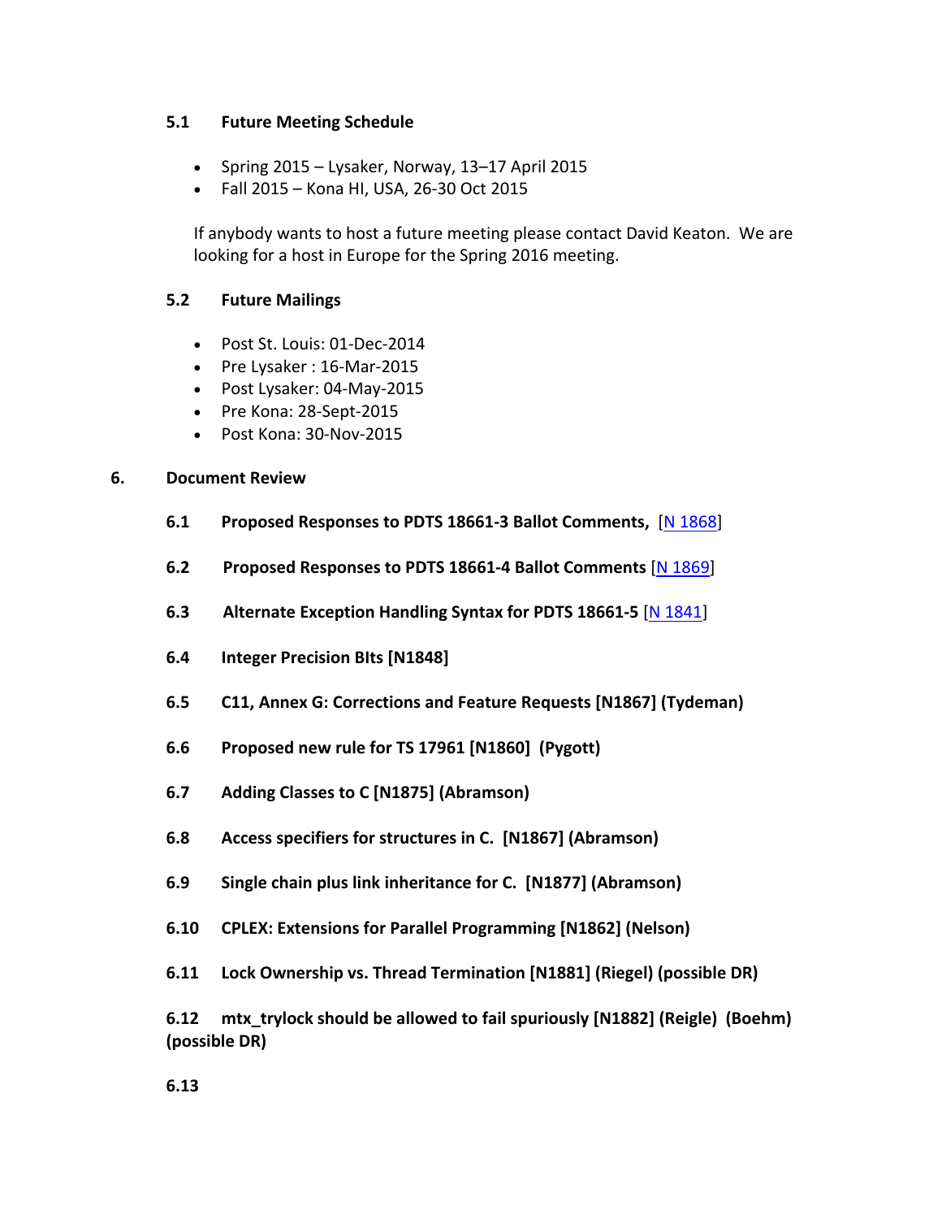### 5.1 Future Meeting Schedule

- Spring 2015 – Lysaker, Norway, 13–17 April 2015
- Fall 2015 – Kona HI, USA, 26-30 Oct 2015

If anybody wants to host a future meeting please contact David Keaton. We are looking for a host in Europe for the Spring 2016 meeting.

### 5.2 Future Mailings

- Post St. Louis: 01-Dec-2014
- Pre Lysaker : 16-Mar-2015
- Post Lysaker: 04-May-2015
- Pre Kona: 28-Sept-2015
- Post Kona: 30-Nov-2015

## 6. Document Review

### 6.1 Proposed Responses to PDTS 18661-3 Ballot Comments, [N 1868]

### 6.2 Proposed Responses to PDTS 18661-4 Ballot Comments [N 1869]

### 6.3 Alternate Exception Handling Syntax for PDTS 18661-5 [N 1841]

### 6.4 Integer Precision BIts [N1848]

### 6.5 C11, Annex G: Corrections and Feature Requests [N1867] (Tydeman)

### 6.6 Proposed new rule for TS 17961 [N1860] (Pygott)

### 6.7 Adding Classes to C [N1875] (Abramson)

### 6.8 Access specifiers for structures in C. [N1867] (Abramson)

### 6.9 Single chain plus link inheritance for C. [N1877] (Abramson)

### 6.10 CPLEX: Extensions for Parallel Programming [N1862] (Nelson)

### 6.11 Lock Ownership vs. Thread Termination [N1881] (Riegel) (possible DR)

### 6.12 mtx_trylock should be allowed to fail spuriously [N1882] (Reigle) (Boehm) (possible DR)

### 6.13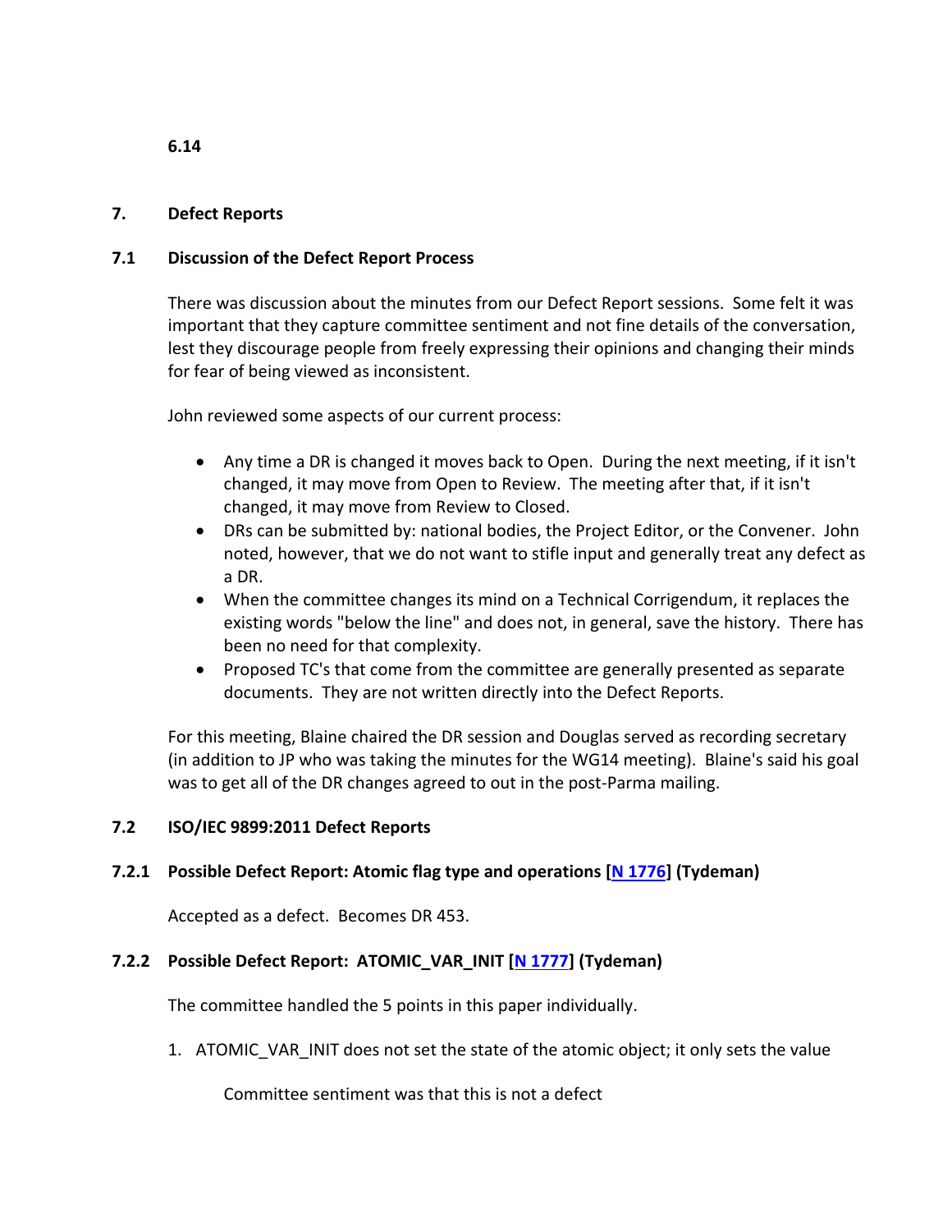**6.14**

## 7. Defect Reports

### 7.1 Discussion of the Defect Report Process

There was discussion about the minutes from our Defect Report sessions. Some felt it was important that they capture committee sentiment and not fine details of the conversation, lest they discourage people from freely expressing their opinions and changing their minds for fear of being viewed as inconsistent.

John reviewed some aspects of our current process:

- Any time a DR is changed it moves back to Open. During the next meeting, if it isn't changed, it may move from Open to Review. The meeting after that, if it isn't changed, it may move from Review to Closed.
- DRs can be submitted by: national bodies, the Project Editor, or the Convener. John noted, however, that we do not want to stifle input and generally treat any defect as a DR.
- When the committee changes its mind on a Technical Corrigendum, it replaces the existing words "below the line" and does not, in general, save the history. There has been no need for that complexity.
- Proposed TC's that come from the committee are generally presented as separate documents. They are not written directly into the Defect Reports.

For this meeting, Blaine chaired the DR session and Douglas served as recording secretary (in addition to JP who was taking the minutes for the WG14 meeting). Blaine's said his goal was to get all of the DR changes agreed to out in the post-Parma mailing.

### 7.2 ISO/IEC 9899:2011 Defect Reports

#### 7.2.1 Possible Defect Report: Atomic flag type and operations [N 1776] (Tydeman)

Accepted as a defect. Becomes DR 453.

#### 7.2.2 Possible Defect Report: ATOMIC_VAR_INIT [N 1777] (Tydeman)

The committee handled the 5 points in this paper individually.

1. ATOMIC_VAR_INIT does not set the state of the atomic object; it only sets the value

   Committee sentiment was that this is not a defect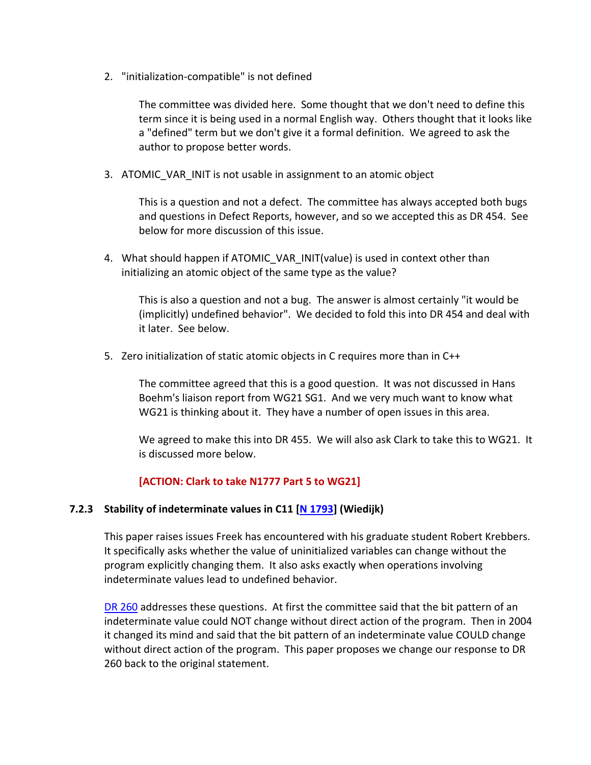2. "initialization-compatible" is not defined

   The committee was divided here. Some thought that we don't need to define this term since it is being used in a normal English way. Others thought that it looks like a "defined" term but we don't give it a formal definition. We agreed to ask the author to propose better words.

3. ATOMIC_VAR_INIT is not usable in assignment to an atomic object

   This is a question and not a defect. The committee has always accepted both bugs and questions in Defect Reports, however, and so we accepted this as DR 454. See below for more discussion of this issue.

4. What should happen if ATOMIC_VAR_INIT(value) is used in context other than initializing an atomic object of the same type as the value?

   This is also a question and not a bug. The answer is almost certainly "it would be (implicitly) undefined behavior". We decided to fold this into DR 454 and deal with it later. See below.

5. Zero initialization of static atomic objects in C requires more than in C++

   The committee agreed that this is a good question. It was not discussed in Hans Boehm's liaison report from WG21 SG1. And we very much want to know what WG21 is thinking about it. They have a number of open issues in this area.

   We agreed to make this into DR 455. We will also ask Clark to take this to WG21. It is discussed more below.

   **[ACTION: Clark to take N1777 Part 5 to WG21]**

### 7.2.3 Stability of indeterminate values in C11 [N 1793] (Wiedijk)

This paper raises issues Freek has encountered with his graduate student Robert Krebbers. It specifically asks whether the value of uninitialized variables can change without the program explicitly changing them. It also asks exactly when operations involving indeterminate values lead to undefined behavior.

DR 260 addresses these questions. At first the committee said that the bit pattern of an indeterminate value could NOT change without direct action of the program. Then in 2004 it changed its mind and said that the bit pattern of an indeterminate value COULD change without direct action of the program. This paper proposes we change our response to DR 260 back to the original statement.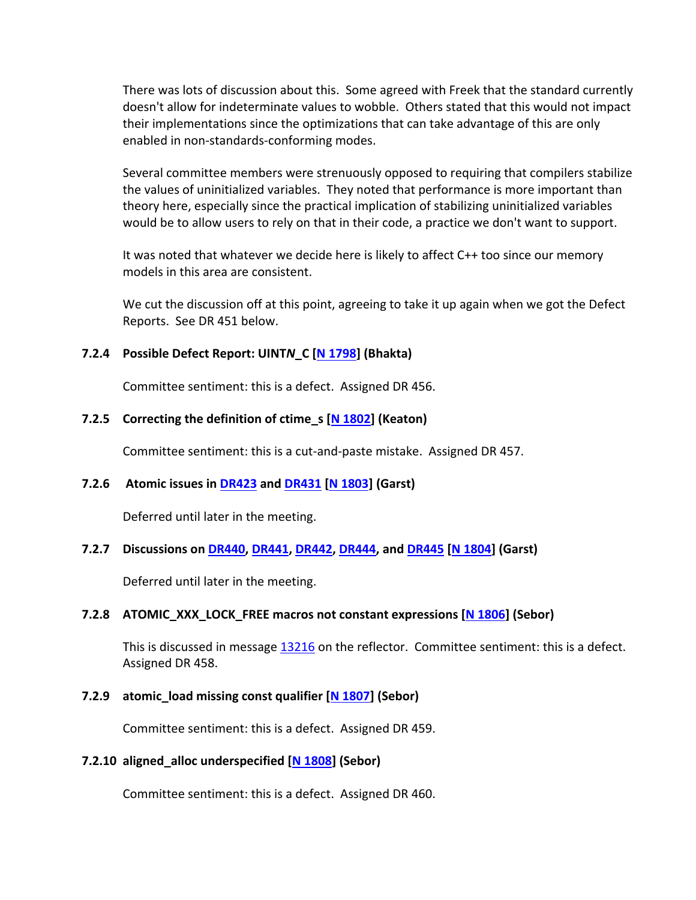There was lots of discussion about this. Some agreed with Freek that the standard currently doesn't allow for indeterminate values to wobble. Others stated that this would not impact their implementations since the optimizations that can take advantage of this are only enabled in non-standards-conforming modes.

Several committee members were strenuously opposed to requiring that compilers stabilize the values of uninitialized variables. They noted that performance is more important than theory here, especially since the practical implication of stabilizing uninitialized variables would be to allow users to rely on that in their code, a practice we don't want to support.

It was noted that whatever we decide here is likely to affect C++ too since our memory models in this area are consistent.

We cut the discussion off at this point, agreeing to take it up again when we got the Defect Reports. See DR 451 below.

### 7.2.4 Possible Defect Report: UINT*N*_C [N 1798] (Bhakta)

Committee sentiment: this is a defect. Assigned DR 456.

### 7.2.5 Correcting the definition of ctime_s [N 1802] (Keaton)

Committee sentiment: this is a cut-and-paste mistake. Assigned DR 457.

### 7.2.6 Atomic issues in DR423 and DR431 [N 1803] (Garst)

Deferred until later in the meeting.

### 7.2.7 Discussions on DR440, DR441, DR442, DR444, and DR445 [N 1804] (Garst)

Deferred until later in the meeting.

### 7.2.8 ATOMIC_XXX_LOCK_FREE macros not constant expressions [N 1806] (Sebor)

This is discussed in message 13216 on the reflector. Committee sentiment: this is a defect. Assigned DR 458.

### 7.2.9 atomic_load missing const qualifier [N 1807] (Sebor)

Committee sentiment: this is a defect. Assigned DR 459.

### 7.2.10 aligned_alloc underspecified [N 1808] (Sebor)

Committee sentiment: this is a defect. Assigned DR 460.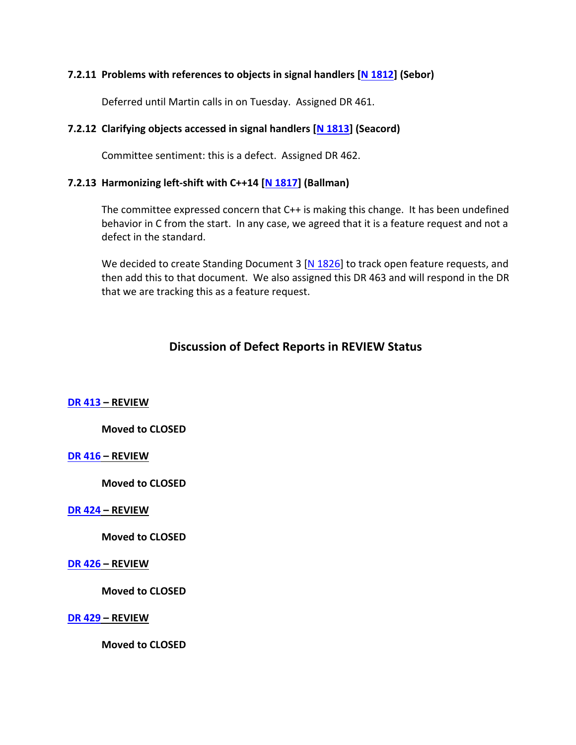### 7.2.11 Problems with references to objects in signal handlers [N 1812] (Sebor)

Deferred until Martin calls in on Tuesday. Assigned DR 461.

### 7.2.12 Clarifying objects accessed in signal handlers [N 1813] (Seacord)

Committee sentiment: this is a defect. Assigned DR 462.

### 7.2.13 Harmonizing left-shift with C++14 [N 1817] (Ballman)

The committee expressed concern that C++ is making this change. It has been undefined behavior in C from the start. In any case, we agreed that it is a feature request and not a defect in the standard.

We decided to create Standing Document 3 [N 1826] to track open feature requests, and then add this to that document. We also assigned this DR 463 and will respond in the DR that we are tracking this as a feature request.

## Discussion of Defect Reports in REVIEW Status

**DR 413 – REVIEW**

**Moved to CLOSED**

**DR 416 – REVIEW**

**Moved to CLOSED**

**DR 424 – REVIEW**

**Moved to CLOSED**

**DR 426 – REVIEW**

**Moved to CLOSED**

**DR 429 – REVIEW**

**Moved to CLOSED**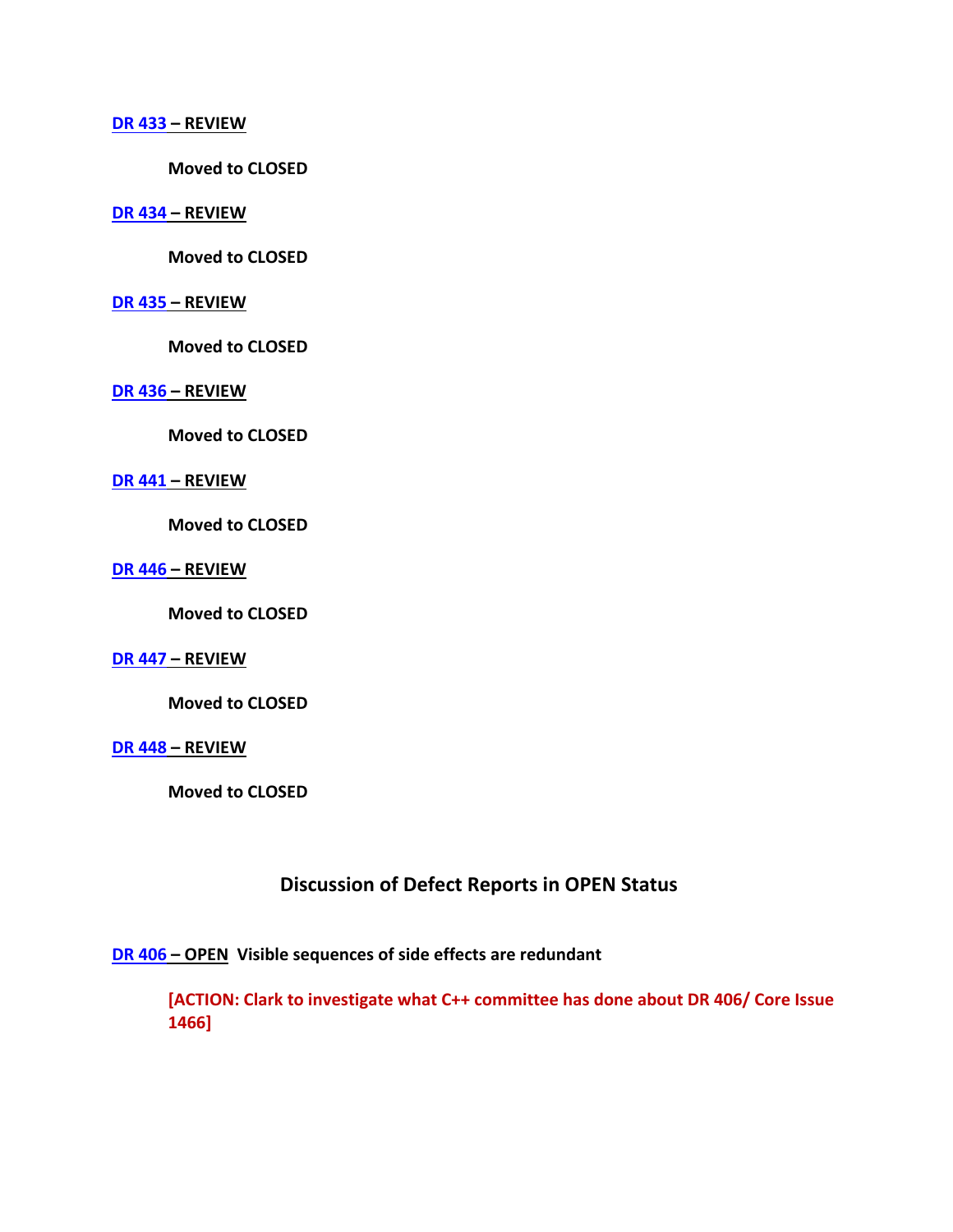**DR 433 – REVIEW**

**Moved to CLOSED**

**DR 434 – REVIEW**

**Moved to CLOSED**

**DR 435 – REVIEW**

**Moved to CLOSED**

**DR 436 – REVIEW**

**Moved to CLOSED**

**DR 441 – REVIEW**

**Moved to CLOSED**

**DR 446 – REVIEW**

**Moved to CLOSED**

**DR 447 – REVIEW**

**Moved to CLOSED**

**DR 448 – REVIEW**

**Moved to CLOSED**

## Discussion of Defect Reports in OPEN Status

**DR 406 – OPEN Visible sequences of side effects are redundant**

**[ACTION: Clark to investigate what C++ committee has done about DR 406/ Core Issue 1466]**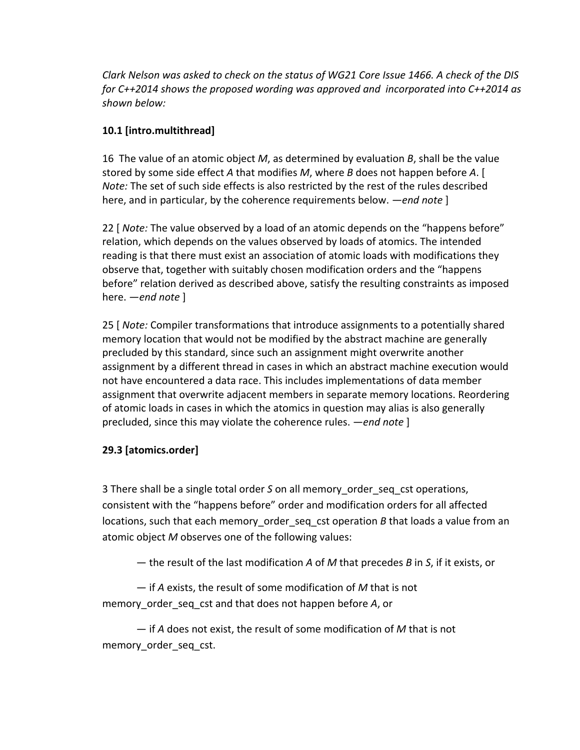*Clark Nelson was asked to check on the status of WG21 Core Issue 1466. A check of the DIS for C++2014 shows the proposed wording was approved and incorporated into C++2014 as shown below:*

**10.1 [intro.multithread]**

16 The value of an atomic object *M*, as determined by evaluation *B*, shall be the value stored by some side effect *A* that modifies *M*, where *B* does not happen before *A*. [ *Note:* The set of such side effects is also restricted by the rest of the rules described here, and in particular, by the coherence requirements below. —*end note* ]

22 [ *Note:* The value observed by a load of an atomic depends on the "happens before" relation, which depends on the values observed by loads of atomics. The intended reading is that there must exist an association of atomic loads with modifications they observe that, together with suitably chosen modification orders and the "happens before" relation derived as described above, satisfy the resulting constraints as imposed here. —*end note* ]

25 [ *Note:* Compiler transformations that introduce assignments to a potentially shared memory location that would not be modified by the abstract machine are generally precluded by this standard, since such an assignment might overwrite another assignment by a different thread in cases in which an abstract machine execution would not have encountered a data race. This includes implementations of data member assignment that overwrite adjacent members in separate memory locations. Reordering of atomic loads in cases in which the atomics in question may alias is also generally precluded, since this may violate the coherence rules. —*end note* ]

**29.3 [atomics.order]**

3 There shall be a single total order *S* on all memory_order_seq_cst operations, consistent with the "happens before" order and modification orders for all affected locations, such that each memory_order_seq_cst operation *B* that loads a value from an atomic object *M* observes one of the following values:

— the result of the last modification *A* of *M* that precedes *B* in *S*, if it exists, or

— if *A* exists, the result of some modification of *M* that is not memory_order_seq_cst and that does not happen before *A*, or

— if *A* does not exist, the result of some modification of *M* that is not memory_order_seq_cst.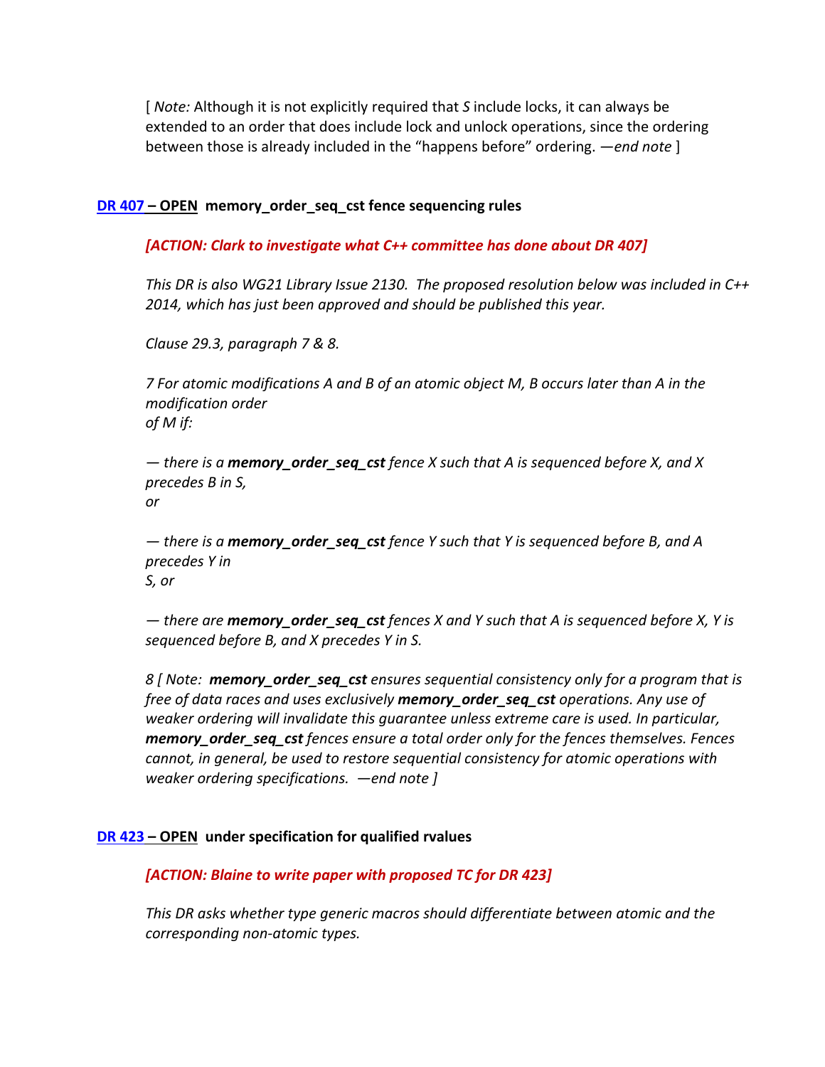[ *Note:* Although it is not explicitly required that *S* include locks, it can always be extended to an order that does include lock and unlock operations, since the ordering between those is already included in the "happens before" ordering. —*end note* ]

**DR 407 – OPEN memory_order_seq_cst fence sequencing rules**

***[ACTION: Clark to investigate what C++ committee has done about DR 407]***

*This DR is also WG21 Library Issue 2130. The proposed resolution below was included in C++ 2014, which has just been approved and should be published this year.*

*Clause 29.3, paragraph 7 & 8.*

*7 For atomic modifications A and B of an atomic object M, B occurs later than A in the modification order of M if:*

*— there is a **memory_order_seq_cst** fence X such that A is sequenced before X, and X precedes B in S, or*

*— there is a **memory_order_seq_cst** fence Y such that Y is sequenced before B, and A precedes Y in S, or*

*— there are **memory_order_seq_cst** fences X and Y such that A is sequenced before X, Y is sequenced before B, and X precedes Y in S.*

*8 [ Note: **memory_order_seq_cst** ensures sequential consistency only for a program that is free of data races and uses exclusively **memory_order_seq_cst** operations. Any use of weaker ordering will invalidate this guarantee unless extreme care is used. In particular, **memory_order_seq_cst** fences ensure a total order only for the fences themselves. Fences cannot, in general, be used to restore sequential consistency for atomic operations with weaker ordering specifications. —end note ]*

**DR 423 – OPEN under specification for qualified rvalues**

***[ACTION: Blaine to write paper with proposed TC for DR 423]***

*This DR asks whether type generic macros should differentiate between atomic and the corresponding non-atomic types.*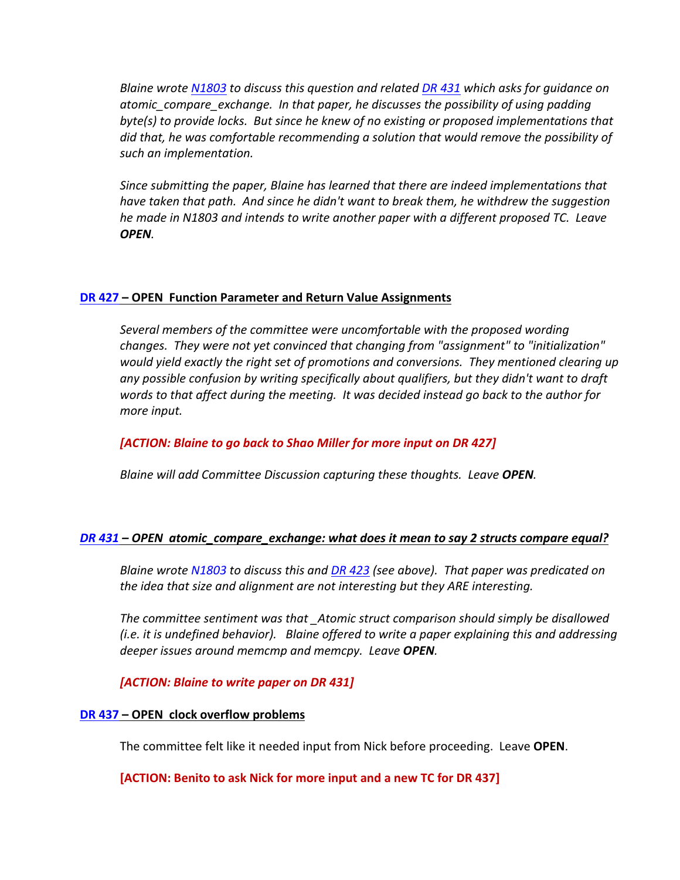*Blaine wrote N1803 to discuss this question and related DR 431 which asks for guidance on atomic_compare_exchange. In that paper, he discusses the possibility of using padding byte(s) to provide locks. But since he knew of no existing or proposed implementations that did that, he was comfortable recommending a solution that would remove the possibility of such an implementation.*

*Since submitting the paper, Blaine has learned that there are indeed implementations that have taken that path. And since he didn't want to break them, he withdrew the suggestion he made in N1803 and intends to write another paper with a different proposed TC. Leave **OPEN**.*

**DR 427 – OPEN Function Parameter and Return Value Assignments**

*Several members of the committee were uncomfortable with the proposed wording changes. They were not yet convinced that changing from "assignment" to "initialization" would yield exactly the right set of promotions and conversions. They mentioned clearing up any possible confusion by writing specifically about qualifiers, but they didn't want to draft words to that affect during the meeting. It was decided instead go back to the author for more input.*

***[ACTION: Blaine to go back to Shao Miller for more input on DR 427]***

*Blaine will add Committee Discussion capturing these thoughts. Leave **OPEN**.*

***DR 431 – OPEN atomic_compare_exchange: what does it mean to say 2 structs compare equal?***

*Blaine wrote N1803 to discuss this and DR 423 (see above). That paper was predicated on the idea that size and alignment are not interesting but they ARE interesting.*

*The committee sentiment was that _Atomic struct comparison should simply be disallowed (i.e. it is undefined behavior). Blaine offered to write a paper explaining this and addressing deeper issues around memcmp and memcpy. Leave **OPEN**.*

***[ACTION: Blaine to write paper on DR 431]***

**DR 437 – OPEN clock overflow problems**

The committee felt like it needed input from Nick before proceeding. Leave **OPEN**.

**[ACTION: Benito to ask Nick for more input and a new TC for DR 437]**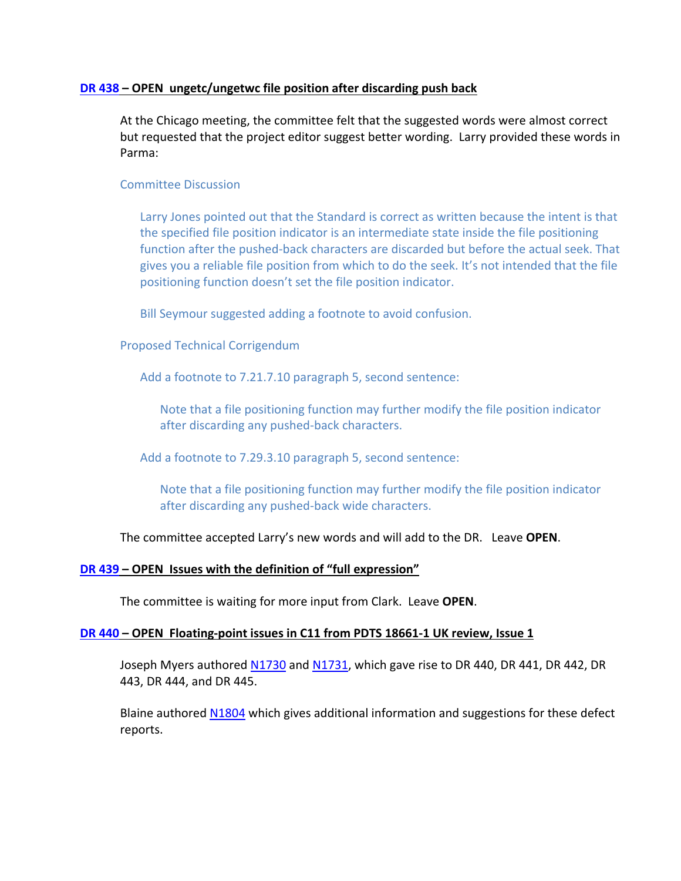**DR 438 – OPEN ungetc/ungetwc file position after discarding push back**

At the Chicago meeting, the committee felt that the suggested words were almost correct but requested that the project editor suggest better wording. Larry provided these words in Parma:

> Committee Discussion
>
> > Larry Jones pointed out that the Standard is correct as written because the intent is that the specified file position indicator is an intermediate state inside the file positioning function after the pushed-back characters are discarded but before the actual seek. That gives you a reliable file position from which to do the seek. It's not intended that the file positioning function doesn't set the file position indicator.
> >
> > Bill Seymour suggested adding a footnote to avoid confusion.
>
> Proposed Technical Corrigendum
>
> > Add a footnote to 7.21.7.10 paragraph 5, second sentence:
> >
> > > Note that a file positioning function may further modify the file position indicator after discarding any pushed-back characters.
> >
> > Add a footnote to 7.29.3.10 paragraph 5, second sentence:
> >
> > > Note that a file positioning function may further modify the file position indicator after discarding any pushed-back wide characters.

The committee accepted Larry's new words and will add to the DR. Leave **OPEN**.

**DR 439 – OPEN Issues with the definition of "full expression"**

The committee is waiting for more input from Clark. Leave **OPEN**.

**DR 440 – OPEN Floating-point issues in C11 from PDTS 18661-1 UK review, Issue 1**

Joseph Myers authored N1730 and N1731, which gave rise to DR 440, DR 441, DR 442, DR 443, DR 444, and DR 445.

Blaine authored N1804 which gives additional information and suggestions for these defect reports.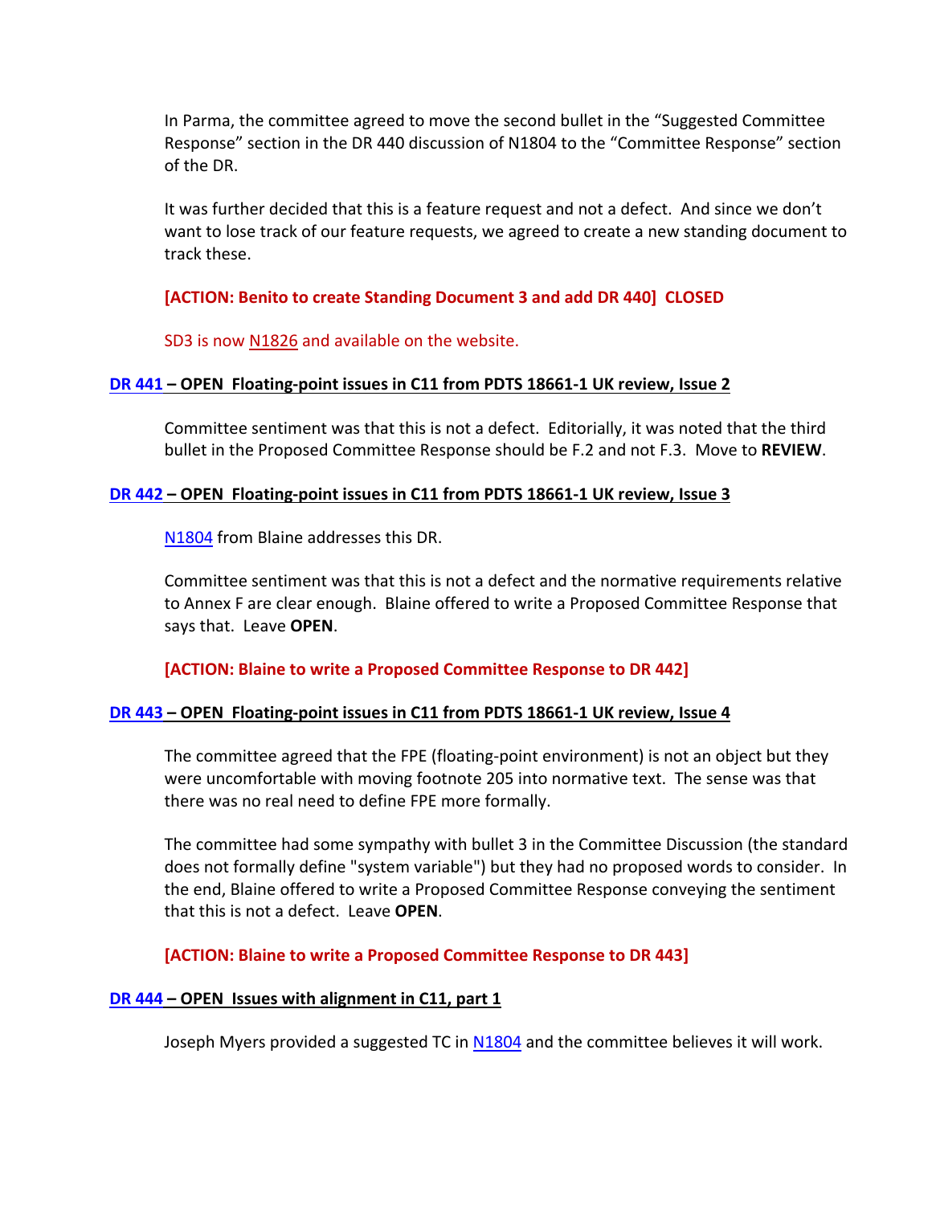In Parma, the committee agreed to move the second bullet in the "Suggested Committee Response" section in the DR 440 discussion of N1804 to the "Committee Response" section of the DR.

It was further decided that this is a feature request and not a defect. And since we don't want to lose track of our feature requests, we agreed to create a new standing document to track these.

**[ACTION: Benito to create Standing Document 3 and add DR 440] CLOSED**

SD3 is now N1826 and available on the website.

**DR 441 – OPEN Floating-point issues in C11 from PDTS 18661-1 UK review, Issue 2**

Committee sentiment was that this is not a defect. Editorially, it was noted that the third bullet in the Proposed Committee Response should be F.2 and not F.3. Move to **REVIEW**.

**DR 442 – OPEN Floating-point issues in C11 from PDTS 18661-1 UK review, Issue 3**

N1804 from Blaine addresses this DR.

Committee sentiment was that this is not a defect and the normative requirements relative to Annex F are clear enough. Blaine offered to write a Proposed Committee Response that says that. Leave **OPEN**.

**[ACTION: Blaine to write a Proposed Committee Response to DR 442]**

**DR 443 – OPEN Floating-point issues in C11 from PDTS 18661-1 UK review, Issue 4**

The committee agreed that the FPE (floating-point environment) is not an object but they were uncomfortable with moving footnote 205 into normative text. The sense was that there was no real need to define FPE more formally.

The committee had some sympathy with bullet 3 in the Committee Discussion (the standard does not formally define "system variable") but they had no proposed words to consider. In the end, Blaine offered to write a Proposed Committee Response conveying the sentiment that this is not a defect. Leave **OPEN**.

**[ACTION: Blaine to write a Proposed Committee Response to DR 443]**

**DR 444 – OPEN Issues with alignment in C11, part 1**

Joseph Myers provided a suggested TC in N1804 and the committee believes it will work.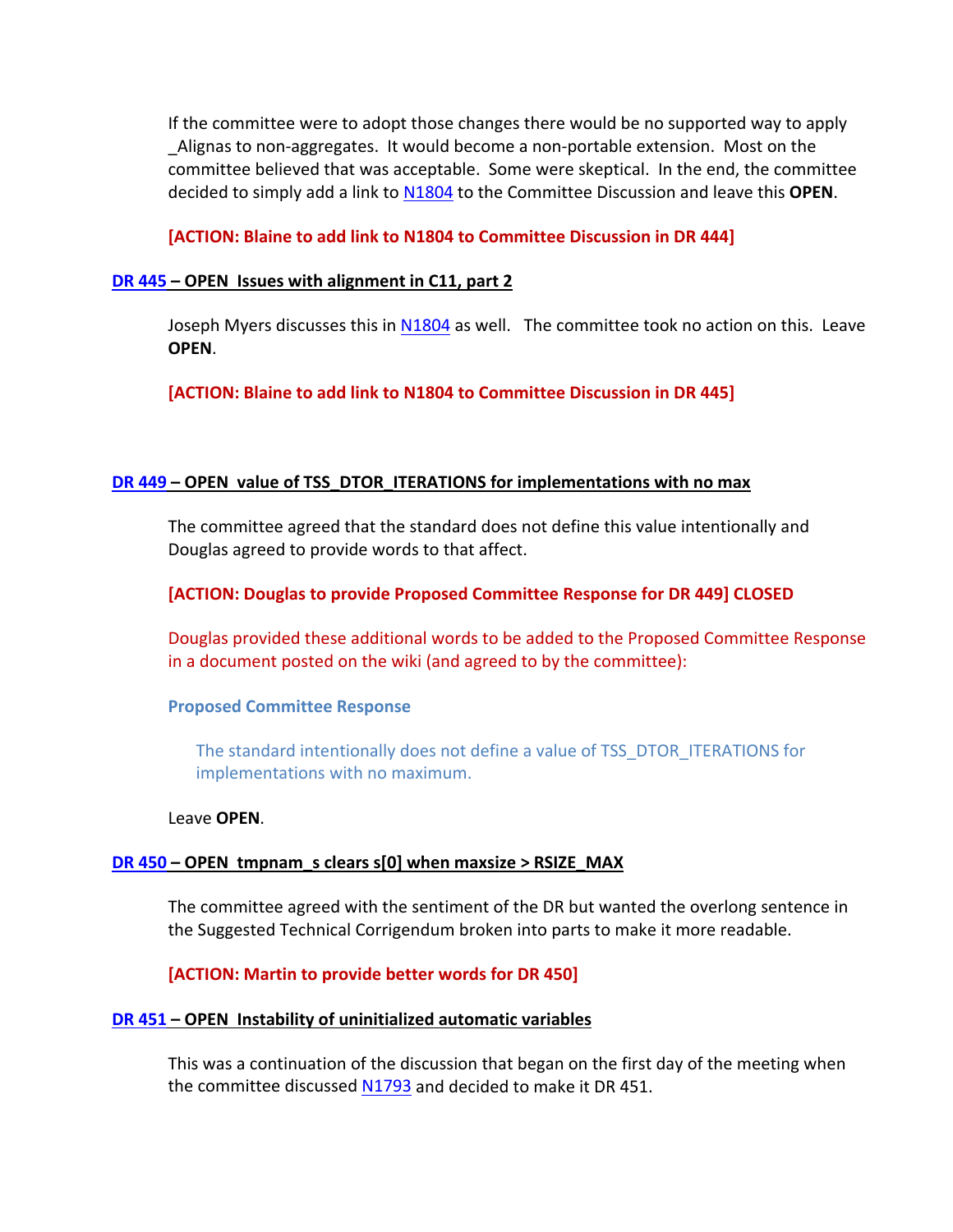If the committee were to adopt those changes there would be no supported way to apply _Alignas to non-aggregates. It would become a non-portable extension. Most on the committee believed that was acceptable. Some were skeptical. In the end, the committee decided to simply add a link to N1804 to the Committee Discussion and leave this **OPEN**.

**[ACTION: Blaine to add link to N1804 to Committee Discussion in DR 444]**

**DR 445 – OPEN Issues with alignment in C11, part 2**

Joseph Myers discusses this in N1804 as well. The committee took no action on this. Leave **OPEN**.

**[ACTION: Blaine to add link to N1804 to Committee Discussion in DR 445]**

**DR 449 – OPEN value of TSS_DTOR_ITERATIONS for implementations with no max**

The committee agreed that the standard does not define this value intentionally and Douglas agreed to provide words to that affect.

**[ACTION: Douglas to provide Proposed Committee Response for DR 449] CLOSED**

Douglas provided these additional words to be added to the Proposed Committee Response in a document posted on the wiki (and agreed to by the committee):

**Proposed Committee Response**

> The standard intentionally does not define a value of TSS_DTOR_ITERATIONS for implementations with no maximum.

Leave **OPEN**.

**DR 450 – OPEN tmpnam_s clears s[0] when maxsize > RSIZE_MAX**

The committee agreed with the sentiment of the DR but wanted the overlong sentence in the Suggested Technical Corrigendum broken into parts to make it more readable.

**[ACTION: Martin to provide better words for DR 450]**

**DR 451 – OPEN Instability of uninitialized automatic variables**

This was a continuation of the discussion that began on the first day of the meeting when the committee discussed N1793 and decided to make it DR 451.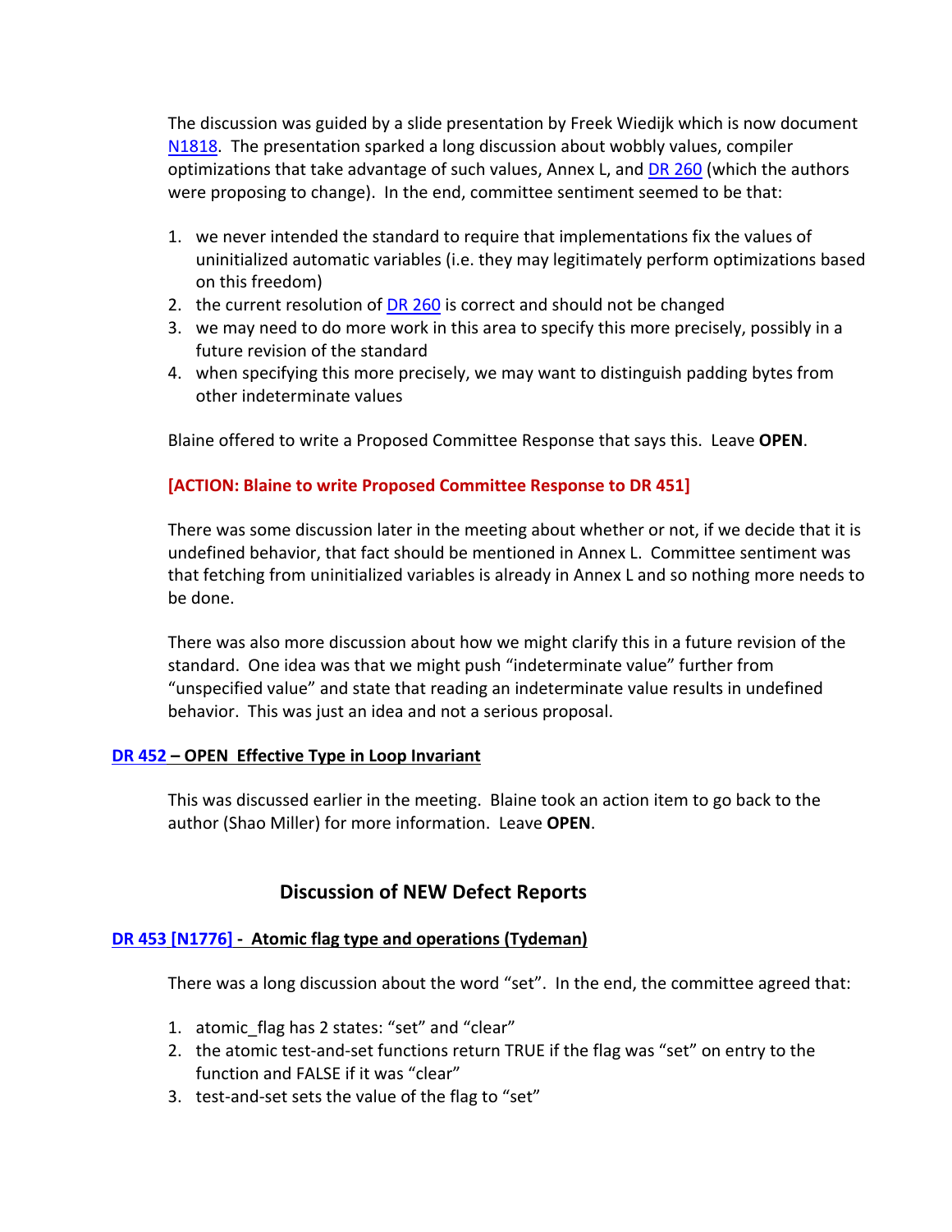The discussion was guided by a slide presentation by Freek Wiedijk which is now document N1818. The presentation sparked a long discussion about wobbly values, compiler optimizations that take advantage of such values, Annex L, and DR 260 (which the authors were proposing to change). In the end, committee sentiment seemed to be that:

1. we never intended the standard to require that implementations fix the values of uninitialized automatic variables (i.e. they may legitimately perform optimizations based on this freedom)
2. the current resolution of DR 260 is correct and should not be changed
3. we may need to do more work in this area to specify this more precisely, possibly in a future revision of the standard
4. when specifying this more precisely, we may want to distinguish padding bytes from other indeterminate values

Blaine offered to write a Proposed Committee Response that says this. Leave **OPEN**.

**[ACTION: Blaine to write Proposed Committee Response to DR 451]**

There was some discussion later in the meeting about whether or not, if we decide that it is undefined behavior, that fact should be mentioned in Annex L. Committee sentiment was that fetching from uninitialized variables is already in Annex L and so nothing more needs to be done.

There was also more discussion about how we might clarify this in a future revision of the standard. One idea was that we might push "indeterminate value" further from "unspecified value" and state that reading an indeterminate value results in undefined behavior. This was just an idea and not a serious proposal.

### DR 452 – OPEN Effective Type in Loop Invariant

This was discussed earlier in the meeting. Blaine took an action item to go back to the author (Shao Miller) for more information. Leave **OPEN**.

## Discussion of NEW Defect Reports

### DR 453 [N1776] - Atomic flag type and operations (Tydeman)

There was a long discussion about the word "set". In the end, the committee agreed that:

1. atomic_flag has 2 states: "set" and "clear"
2. the atomic test-and-set functions return TRUE if the flag was "set" on entry to the function and FALSE if it was "clear"
3. test-and-set sets the value of the flag to "set"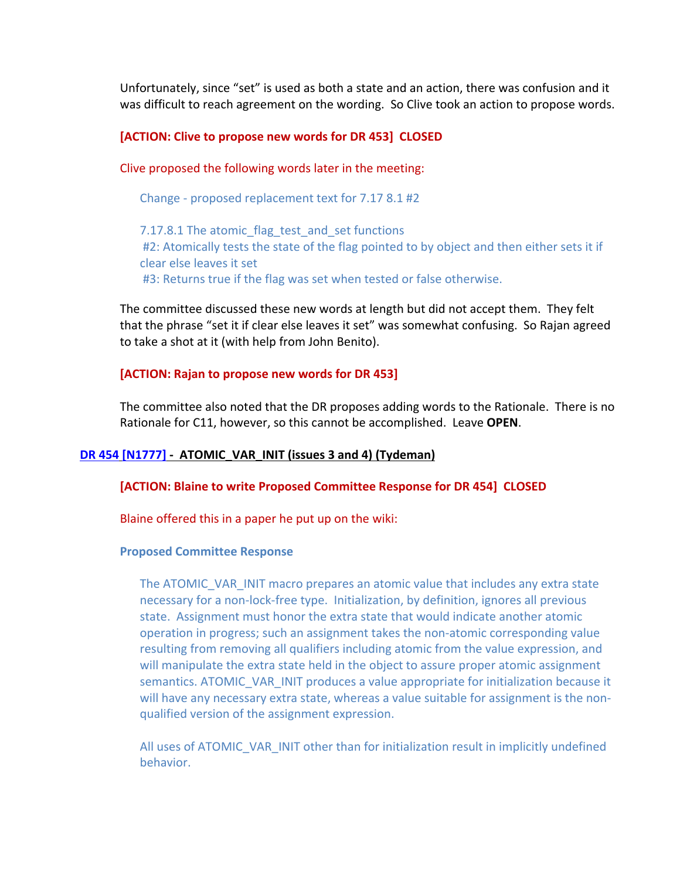Unfortunately, since “set” is used as both a state and an action, there was confusion and it was difficult to reach agreement on the wording. So Clive took an action to propose words.

**[ACTION: Clive to propose new words for DR 453] CLOSED**

Clive proposed the following words later in the meeting:

> Change - proposed replacement text for 7.17 8.1 #2
>
> 7.17.8.1 The atomic_flag_test_and_set functions
> #2: Atomically tests the state of the flag pointed to by object and then either sets it if clear else leaves it set
> #3: Returns true if the flag was set when tested or false otherwise.

The committee discussed these new words at length but did not accept them. They felt that the phrase “set it if clear else leaves it set” was somewhat confusing. So Rajan agreed to take a shot at it (with help from John Benito).

**[ACTION: Rajan to propose new words for DR 453]**

The committee also noted that the DR proposes adding words to the Rationale. There is no Rationale for C11, however, so this cannot be accomplished. Leave **OPEN**.

## DR 454 [N1777] - ATOMIC_VAR_INIT (issues 3 and 4) (Tydeman)

**[ACTION: Blaine to write Proposed Committee Response for DR 454] CLOSED**

Blaine offered this in a paper he put up on the wiki:

**Proposed Committee Response**

> The ATOMIC_VAR_INIT macro prepares an atomic value that includes any extra state necessary for a non-lock-free type. Initialization, by definition, ignores all previous state. Assignment must honor the extra state that would indicate another atomic operation in progress; such an assignment takes the non-atomic corresponding value resulting from removing all qualifiers including atomic from the value expression, and will manipulate the extra state held in the object to assure proper atomic assignment semantics. ATOMIC_VAR_INIT produces a value appropriate for initialization because it will have any necessary extra state, whereas a value suitable for assignment is the non-qualified version of the assignment expression.
>
> All uses of ATOMIC_VAR_INIT other than for initialization result in implicitly undefined behavior.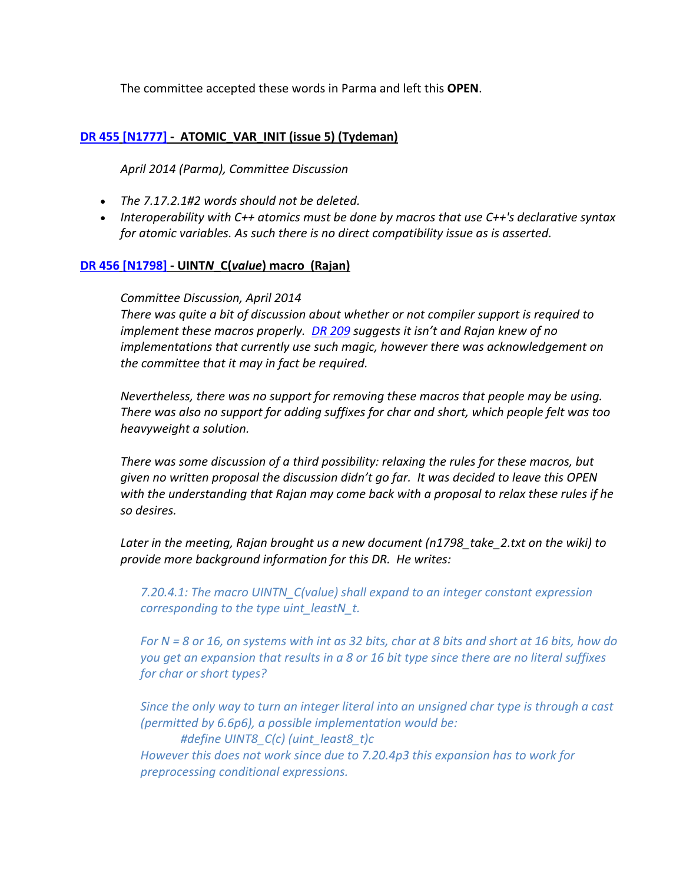The committee accepted these words in Parma and left this **OPEN**.

### [DR 455 [N1777]](#) - ATOMIC_VAR_INIT (issue 5) (Tydeman)

*April 2014 (Parma), Committee Discussion*

- *The 7.17.2.1#2 words should not be deleted.*
- *Interoperability with C++ atomics must be done by macros that use C++'s declarative syntax for atomic variables. As such there is no direct compatibility issue as is asserted.*

### [DR 456 [N1798]](#) - UINT*N*_C(*value*) macro (Rajan)

*Committee Discussion, April 2014*
*There was quite a bit of discussion about whether or not compiler support is required to implement these macros properly. [DR 209](#) suggests it isn't and Rajan knew of no implementations that currently use such magic, however there was acknowledgement on the committee that it may in fact be required.*

*Nevertheless, there was no support for removing these macros that people may be using. There was also no support for adding suffixes for char and short, which people felt was too heavyweight a solution.*

*There was some discussion of a third possibility: relaxing the rules for these macros, but given no written proposal the discussion didn't go far. It was decided to leave this OPEN with the understanding that Rajan may come back with a proposal to relax these rules if he so desires.*

*Later in the meeting, Rajan brought us a new document (n1798_take_2.txt on the wiki) to provide more background information for this DR. He writes:*

> *7.20.4.1: The macro UINTN_C(value) shall expand to an integer constant expression corresponding to the type uint_leastN_t.*
>
> *For N = 8 or 16, on systems with int as 32 bits, char at 8 bits and short at 16 bits, how do you get an expansion that results in a 8 or 16 bit type since there are no literal suffixes for char or short types?*
>
> *Since the only way to turn an integer literal into an unsigned char type is through a cast (permitted by 6.6p6), a possible implementation would be:*
>
> ```
> #define UINT8_C(c) (uint_least8_t)c
> ```
>
> *However this does not work since due to 7.20.4p3 this expansion has to work for preprocessing conditional expressions.*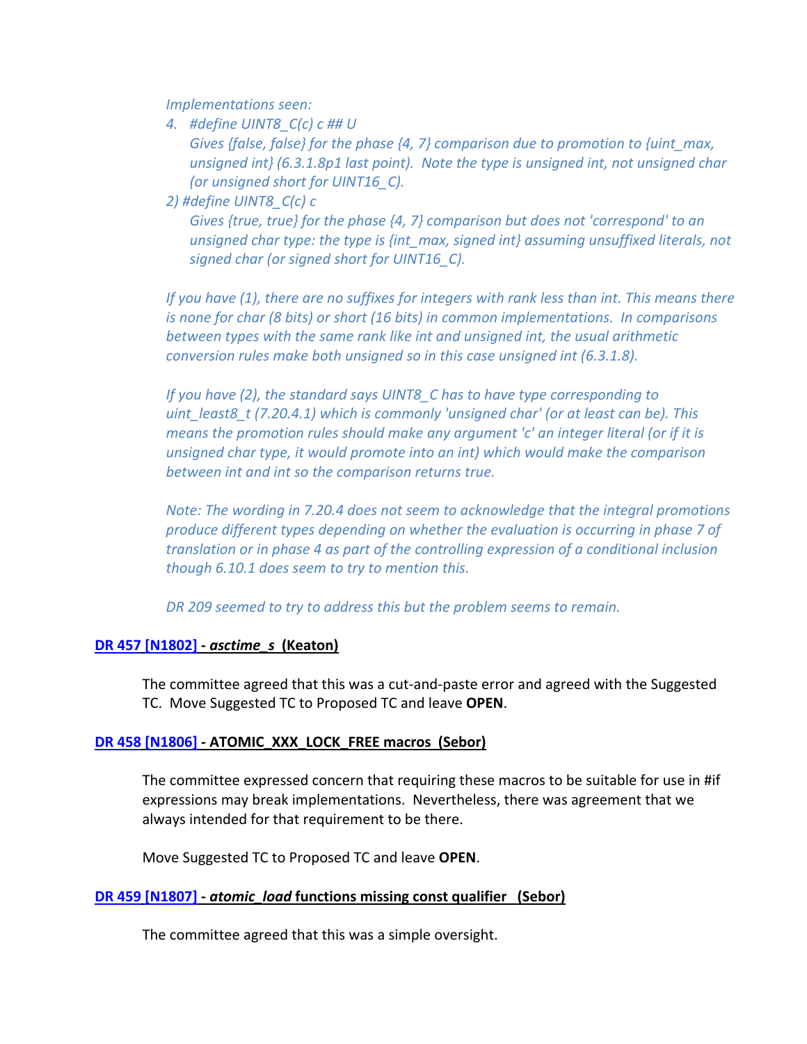*Implementations seen:*

4. *#define UINT8_C(c) c ## U*
   *Gives {false, false} for the phase {4, 7} comparison due to promotion to {uint_max, unsigned int} (6.3.1.8p1 last point). Note the type is unsigned int, not unsigned char (or unsigned short for UINT16_C).*

2) *#define UINT8_C(c) c*
   *Gives {true, true} for the phase {4, 7} comparison but does not 'correspond' to an unsigned char type: the type is {int_max, signed int} assuming unsuffixed literals, not signed char (or signed short for UINT16_C).*

*If you have (1), there are no suffixes for integers with rank less than int. This means there is none for char (8 bits) or short (16 bits) in common implementations. In comparisons between types with the same rank like int and unsigned int, the usual arithmetic conversion rules make both unsigned so in this case unsigned int (6.3.1.8).*

*If you have (2), the standard says UINT8_C has to have type corresponding to uint_least8_t (7.20.4.1) which is commonly 'unsigned char' (or at least can be). This means the promotion rules should make any argument 'c' an integer literal (or if it is unsigned char type, it would promote into an int) which would make the comparison between int and int so the comparison returns true.*

*Note: The wording in 7.20.4 does not seem to acknowledge that the integral promotions produce different types depending on whether the evaluation is occurring in phase 7 of translation or in phase 4 as part of the controlling expression of a conditional inclusion though 6.10.1 does seem to try to mention this.*

*DR 209 seemed to try to address this but the problem seems to remain.*

**DR 457 [N1802] - *asctime_s* (Keaton)**

The committee agreed that this was a cut-and-paste error and agreed with the Suggested TC. Move Suggested TC to Proposed TC and leave **OPEN**.

**DR 458 [N1806] - ATOMIC_XXX_LOCK_FREE macros (Sebor)**

The committee expressed concern that requiring these macros to be suitable for use in #if expressions may break implementations. Nevertheless, there was agreement that we always intended for that requirement to be there.

Move Suggested TC to Proposed TC and leave **OPEN**.

**DR 459 [N1807] - *atomic_load* functions missing const qualifier (Sebor)**

The committee agreed that this was a simple oversight.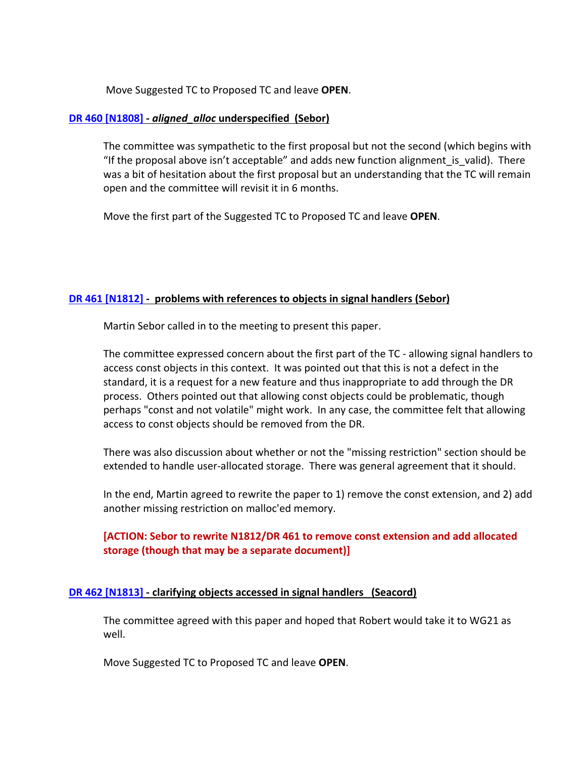Move Suggested TC to Proposed TC and leave **OPEN**.

### DR 460 [N1808] - *aligned_alloc* underspecified (Sebor)

The committee was sympathetic to the first proposal but not the second (which begins with "If the proposal above isn't acceptable" and adds new function alignment_is_valid). There was a bit of hesitation about the first proposal but an understanding that the TC will remain open and the committee will revisit it in 6 months.

Move the first part of the Suggested TC to Proposed TC and leave **OPEN**.

### DR 461 [N1812] - problems with references to objects in signal handlers (Sebor)

Martin Sebor called in to the meeting to present this paper.

The committee expressed concern about the first part of the TC - allowing signal handlers to access const objects in this context. It was pointed out that this is not a defect in the standard, it is a request for a new feature and thus inappropriate to add through the DR process. Others pointed out that allowing const objects could be problematic, though perhaps "const and not volatile" might work. In any case, the committee felt that allowing access to const objects should be removed from the DR.

There was also discussion about whether or not the "missing restriction" section should be extended to handle user-allocated storage. There was general agreement that it should.

In the end, Martin agreed to rewrite the paper to 1) remove the const extension, and 2) add another missing restriction on malloc'ed memory.

**[ACTION: Sebor to rewrite N1812/DR 461 to remove const extension and add allocated storage (though that may be a separate document)]**

### DR 462 [N1813] - clarifying objects accessed in signal handlers (Seacord)

The committee agreed with this paper and hoped that Robert would take it to WG21 as well.

Move Suggested TC to Proposed TC and leave **OPEN**.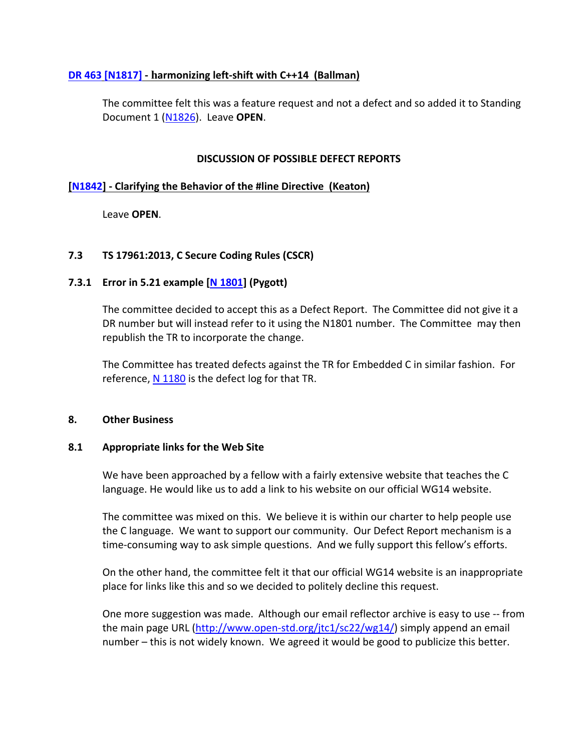**DR 463 [N1817] - harmonizing left-shift with C++14 (Ballman)**

The committee felt this was a feature request and not a defect and so added it to Standing Document 1 (N1826). Leave **OPEN**.

**DISCUSSION OF POSSIBLE DEFECT REPORTS**

**[N1842] - Clarifying the Behavior of the #line Directive (Keaton)**

Leave **OPEN**.

### 7.3 TS 17961:2013, C Secure Coding Rules (CSCR)

### 7.3.1 Error in 5.21 example [N 1801] (Pygott)

The committee decided to accept this as a Defect Report. The Committee did not give it a DR number but will instead refer to it using the N1801 number. The Committee may then republish the TR to incorporate the change.

The Committee has treated defects against the TR for Embedded C in similar fashion. For reference, N 1180 is the defect log for that TR.

## 8. Other Business

### 8.1 Appropriate links for the Web Site

We have been approached by a fellow with a fairly extensive website that teaches the C language. He would like us to add a link to his website on our official WG14 website.

The committee was mixed on this. We believe it is within our charter to help people use the C language. We want to support our community. Our Defect Report mechanism is a time-consuming way to ask simple questions. And we fully support this fellow's efforts.

On the other hand, the committee felt it that our official WG14 website is an inappropriate place for links like this and so we decided to politely decline this request.

One more suggestion was made. Although our email reflector archive is easy to use -- from the main page URL (http://www.open-std.org/jtc1/sc22/wg14/) simply append an email number – this is not widely known. We agreed it would be good to publicize this better.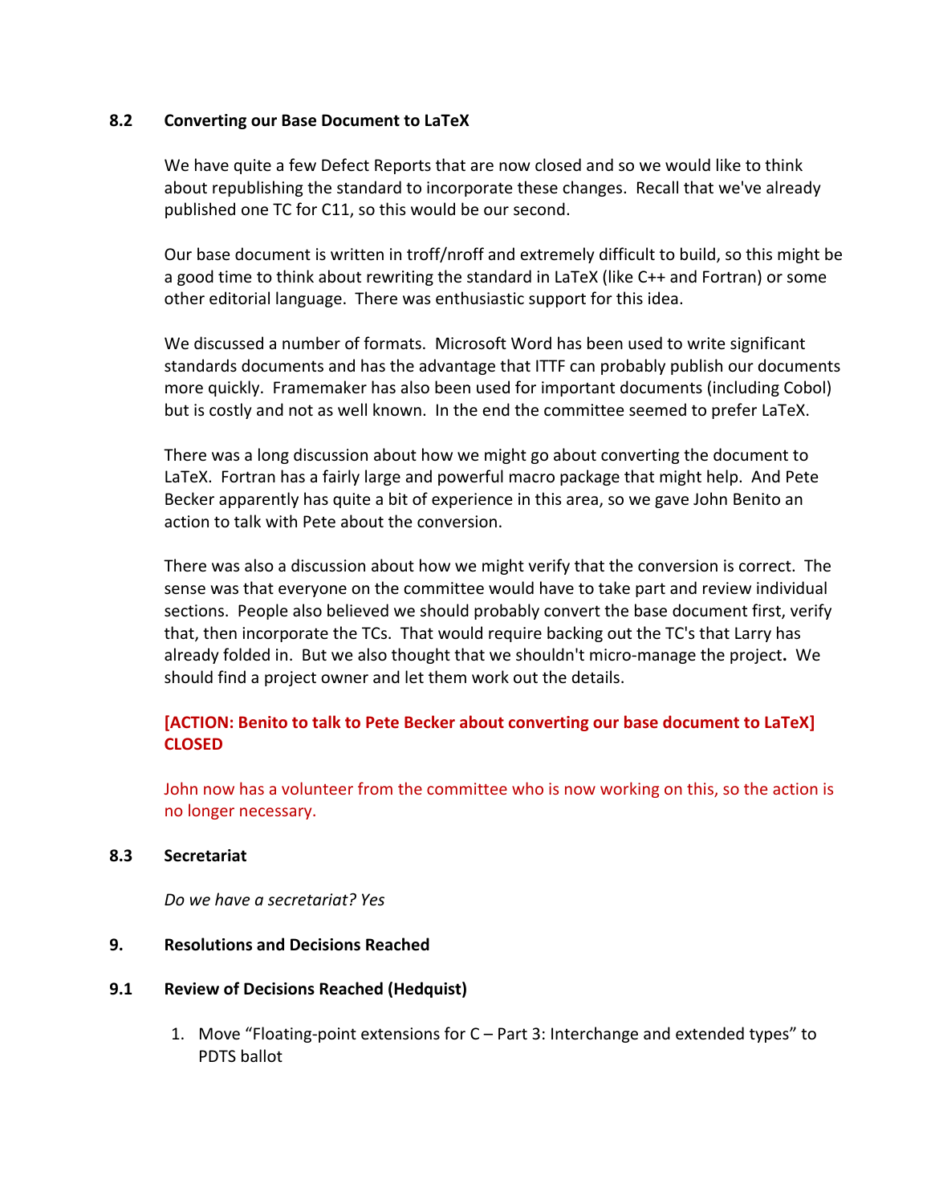### 8.2 Converting our Base Document to LaTeX

We have quite a few Defect Reports that are now closed and so we would like to think about republishing the standard to incorporate these changes. Recall that we've already published one TC for C11, so this would be our second.

Our base document is written in troff/nroff and extremely difficult to build, so this might be a good time to think about rewriting the standard in LaTeX (like C++ and Fortran) or some other editorial language. There was enthusiastic support for this idea.

We discussed a number of formats. Microsoft Word has been used to write significant standards documents and has the advantage that ITTF can probably publish our documents more quickly. Framemaker has also been used for important documents (including Cobol) but is costly and not as well known. In the end the committee seemed to prefer LaTeX.

There was a long discussion about how we might go about converting the document to LaTeX. Fortran has a fairly large and powerful macro package that might help. And Pete Becker apparently has quite a bit of experience in this area, so we gave John Benito an action to talk with Pete about the conversion.

There was also a discussion about how we might verify that the conversion is correct. The sense was that everyone on the committee would have to take part and review individual sections. People also believed we should probably convert the base document first, verify that, then incorporate the TCs. That would require backing out the TC's that Larry has already folded in. But we also thought that we shouldn't micro-manage the project. We should find a project owner and let them work out the details.

**[ACTION: Benito to talk to Pete Becker about converting our base document to LaTeX] CLOSED**

John now has a volunteer from the committee who is now working on this, so the action is no longer necessary.

### 8.3 Secretariat

*Do we have a secretariat? Yes*

## 9. Resolutions and Decisions Reached

### 9.1 Review of Decisions Reached (Hedquist)

1. Move "Floating-point extensions for C – Part 3: Interchange and extended types" to PDTS ballot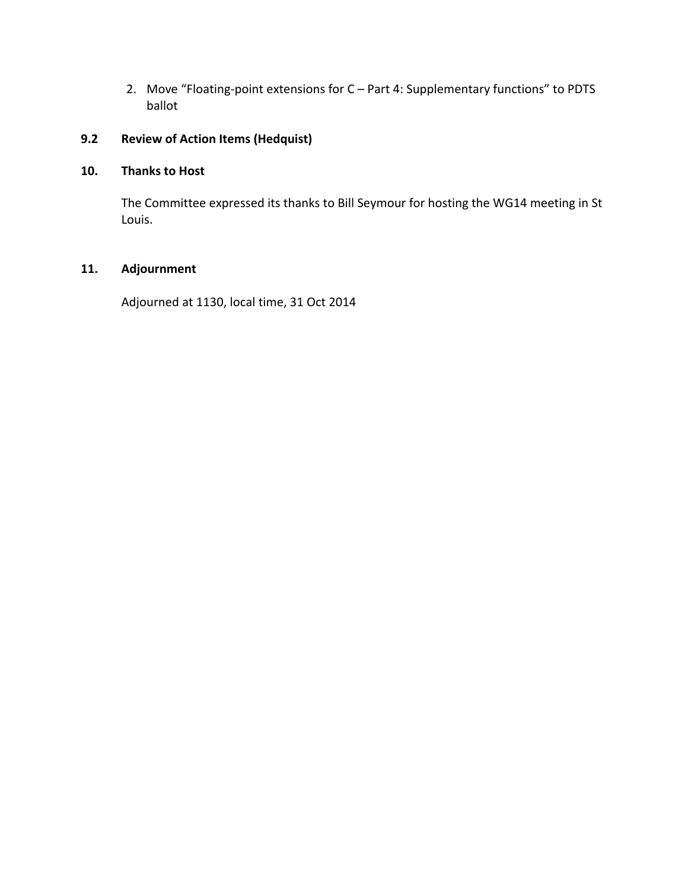2. Move "Floating-point extensions for C – Part 4: Supplementary functions" to PDTS ballot

### 9.2 Review of Action Items (Hedquist)

## 10. Thanks to Host

The Committee expressed its thanks to Bill Seymour for hosting the WG14 meeting in St Louis.

## 11. Adjournment

Adjourned at 1130, local time, 31 Oct 2014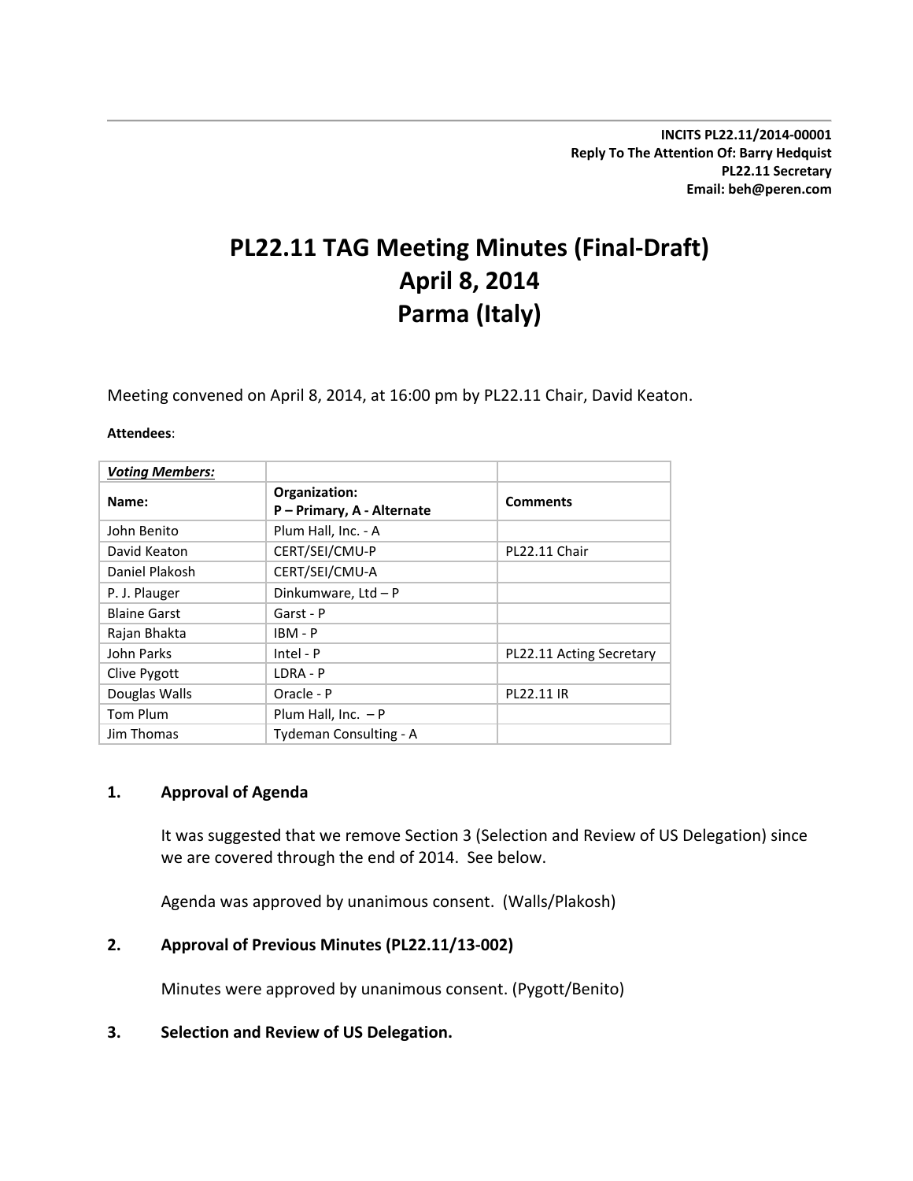**INCITS PL22.11/2014-00001**
**Reply To The Attention Of: Barry Hedquist**
**PL22.11 Secretary**
**Email: beh@peren.com**

# PL22.11 TAG Meeting Minutes (Final-Draft)
# April 8, 2014
# Parma (Italy)

Meeting convened on April 8, 2014, at 16:00 pm by PL22.11 Chair, David Keaton.

**Attendees**:

| ***Voting Members:*** | | |
|---|---|---|
| **Name:** | **Organization:** **P – Primary, A - Alternate** | **Comments** |
| John Benito | Plum Hall, Inc. - A | |
| David Keaton | CERT/SEI/CMU-P | PL22.11 Chair |
| Daniel Plakosh | CERT/SEI/CMU-A | |
| P. J. Plauger | Dinkumware, Ltd – P | |
| Blaine Garst | Garst - P | |
| Rajan Bhakta | IBM - P | |
| John Parks | Intel - P | PL22.11 Acting Secretary |
| Clive Pygott | LDRA - P | |
| Douglas Walls | Oracle - P | PL22.11 IR |
| Tom Plum | Plum Hall, Inc. – P | |
| Jim Thomas | Tydeman Consulting - A | |

## 1. Approval of Agenda

It was suggested that we remove Section 3 (Selection and Review of US Delegation) since we are covered through the end of 2014. See below.

Agenda was approved by unanimous consent. (Walls/Plakosh)

## 2. Approval of Previous Minutes (PL22.11/13-002)

Minutes were approved by unanimous consent. (Pygott/Benito)

## 3. Selection and Review of US Delegation.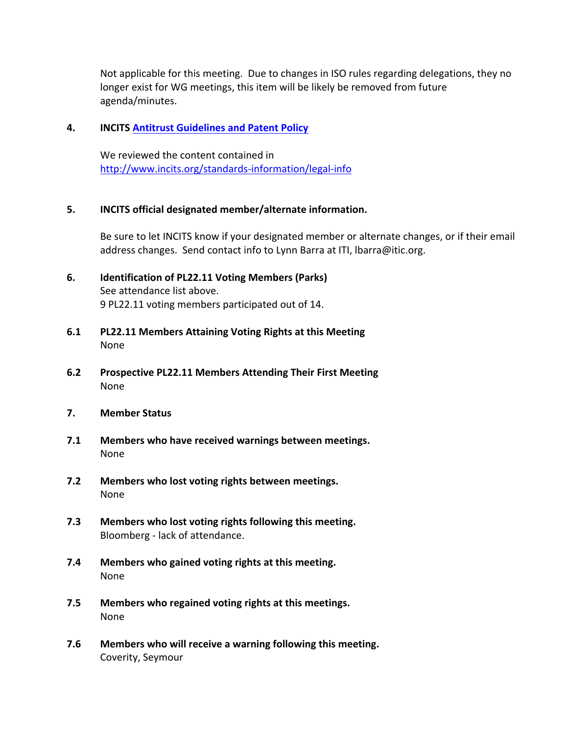Not applicable for this meeting. Due to changes in ISO rules regarding delegations, they no longer exist for WG meetings, this item will be likely be removed from future agenda/minutes.

**4. INCITS [Antitrust Guidelines and Patent Policy](http://www.incits.org/standards-information/legal-info)**

We reviewed the content contained in [http://www.incits.org/standards-information/legal-info](http://www.incits.org/standards-information/legal-info)

**5. INCITS official designated member/alternate information.**

Be sure to let INCITS know if your designated member or alternate changes, or if their email address changes. Send contact info to Lynn Barra at ITI, lbarra@itic.org.

**6. Identification of PL22.11 Voting Members (Parks)**

See attendance list above.
9 PL22.11 voting members participated out of 14.

**6.1 PL22.11 Members Attaining Voting Rights at this Meeting**

None

**6.2 Prospective PL22.11 Members Attending Their First Meeting**

None

**7. Member Status**

**7.1 Members who have received warnings between meetings.**

None

**7.2 Members who lost voting rights between meetings.**

None

**7.3 Members who lost voting rights following this meeting.**

Bloomberg - lack of attendance.

**7.4 Members who gained voting rights at this meeting.**

None

**7.5 Members who regained voting rights at this meetings.**

None

**7.6 Members who will receive a warning following this meeting.**

Coverity, Seymour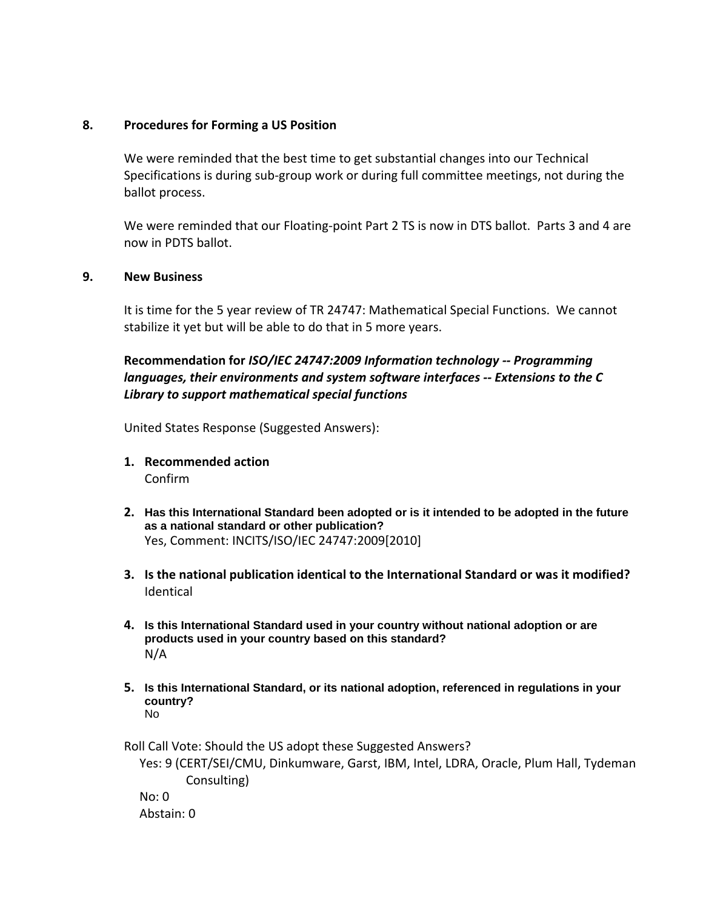## 8. Procedures for Forming a US Position

We were reminded that the best time to get substantial changes into our Technical Specifications is during sub-group work or during full committee meetings, not during the ballot process.

We were reminded that our Floating-point Part 2 TS is now in DTS ballot. Parts 3 and 4 are now in PDTS ballot.

## 9. New Business

It is time for the 5 year review of TR 24747: Mathematical Special Functions. We cannot stabilize it yet but will be able to do that in 5 more years.

**Recommendation for *ISO/IEC 24747:2009 Information technology -- Programming languages, their environments and system software interfaces -- Extensions to the C Library to support mathematical special functions***

United States Response (Suggested Answers):

1. **Recommended action**
   Confirm

2. **Has this International Standard been adopted or is it intended to be adopted in the future as a national standard or other publication?**
   Yes, Comment: INCITS/ISO/IEC 24747:2009[2010]

3. **Is the national publication identical to the International Standard or was it modified?**
   Identical

4. **Is this International Standard used in your country without national adoption or are products used in your country based on this standard?**
   N/A

5. **Is this International Standard, or its national adoption, referenced in regulations in your country?**
   No

Roll Call Vote: Should the US adopt these Suggested Answers?

Yes: 9 (CERT/SEI/CMU, Dinkumware, Garst, IBM, Intel, LDRA, Oracle, Plum Hall, Tydeman Consulting)

No: 0

Abstain: 0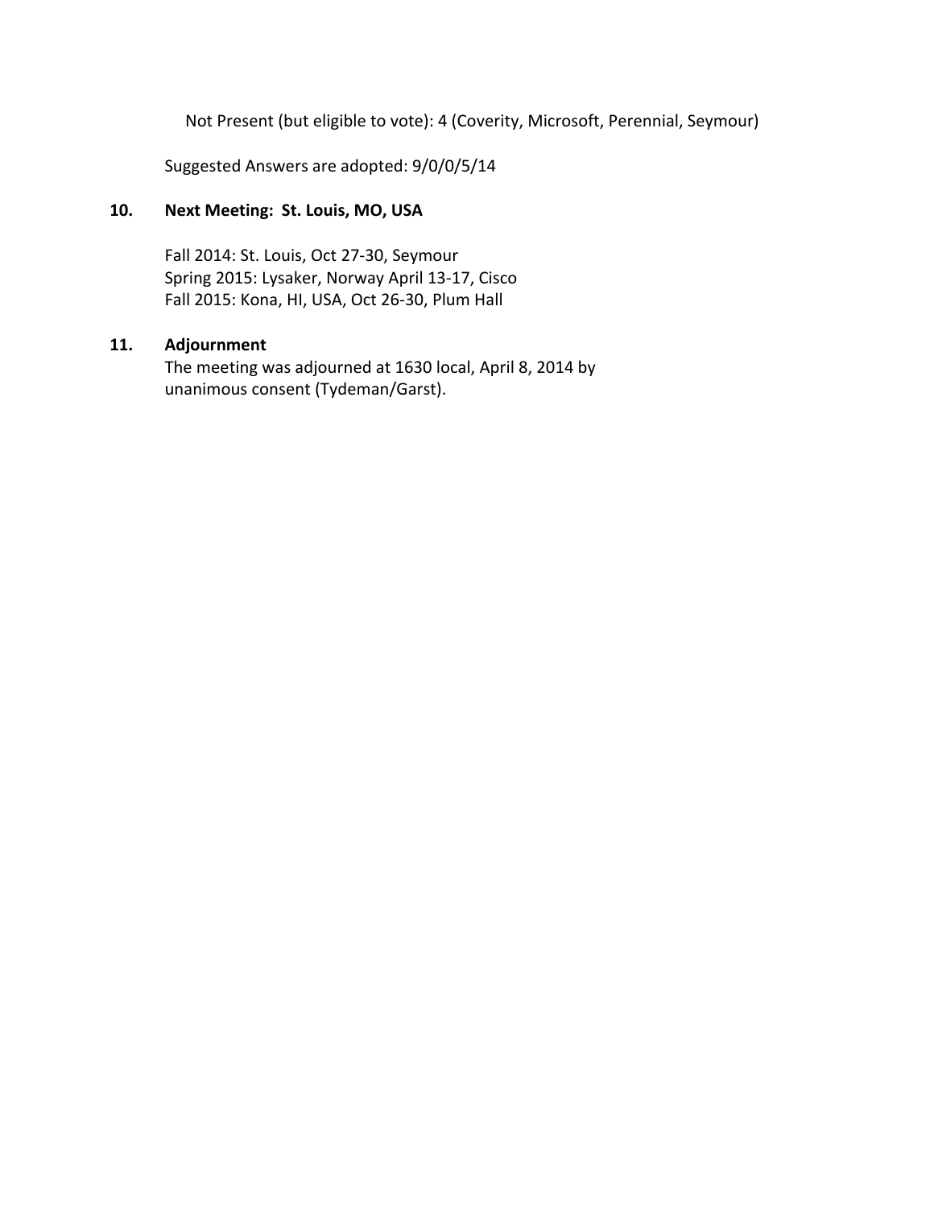Not Present (but eligible to vote): 4 (Coverity, Microsoft, Perennial, Seymour)

Suggested Answers are adopted: 9/0/0/5/14

## 10. Next Meeting: St. Louis, MO, USA

Fall 2014: St. Louis, Oct 27-30, Seymour
Spring 2015: Lysaker, Norway April 13-17, Cisco
Fall 2015: Kona, HI, USA, Oct 26-30, Plum Hall

## 11. Adjournment

The meeting was adjourned at 1630 local, April 8, 2014 by unanimous consent (Tydeman/Garst).